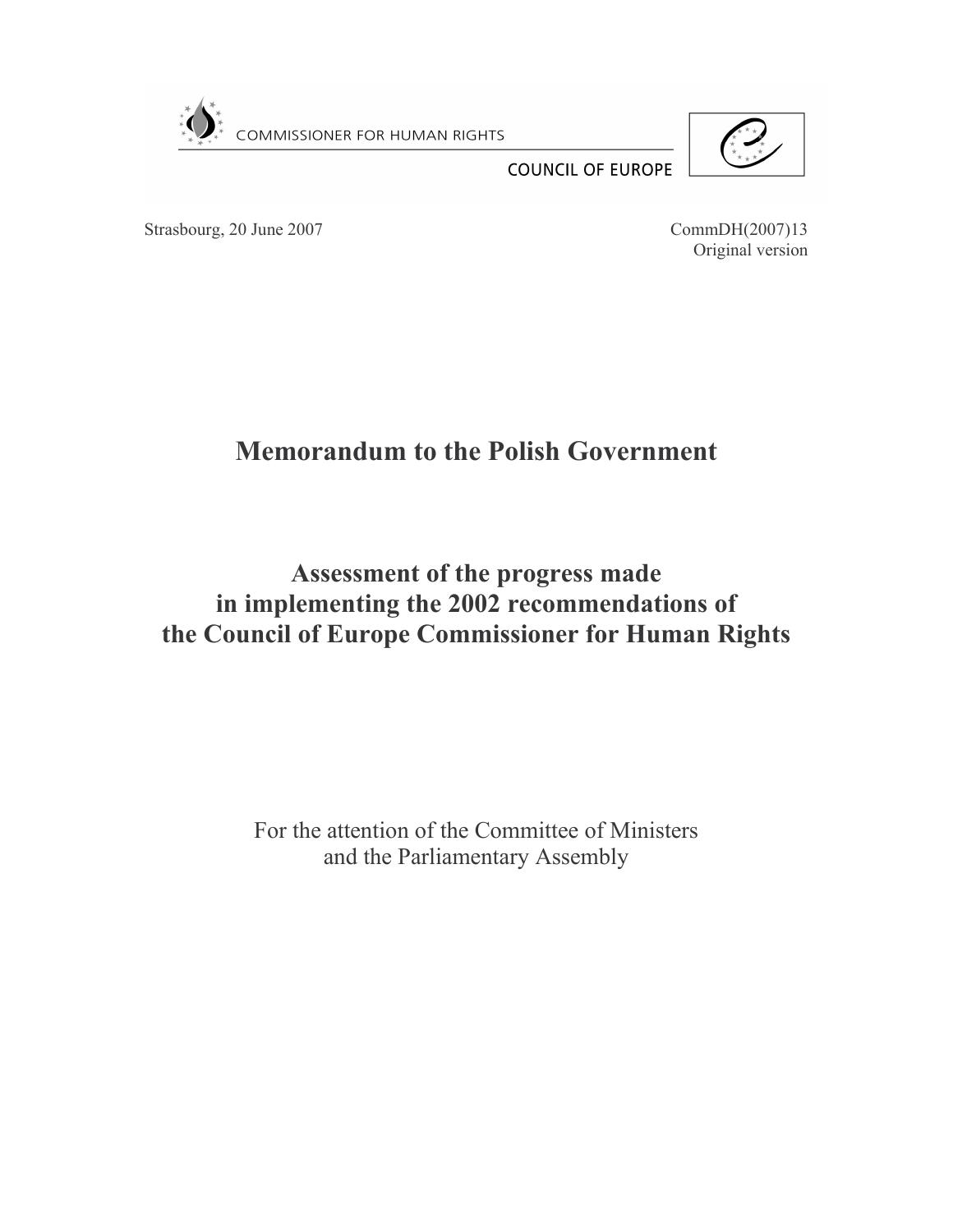COMMISSIONER FOR HUMAN RIGHTS

COUNCIL OF EUROPE

Strasbourg, 20 June 2007

CommDH(2007)13
Original version

# Memorandum to the Polish Government

## Assessment of the progress made in implementing the 2002 recommendations of the Council of Europe Commissioner for Human Rights

For the attention of the Committee of Ministers and the Parliamentary Assembly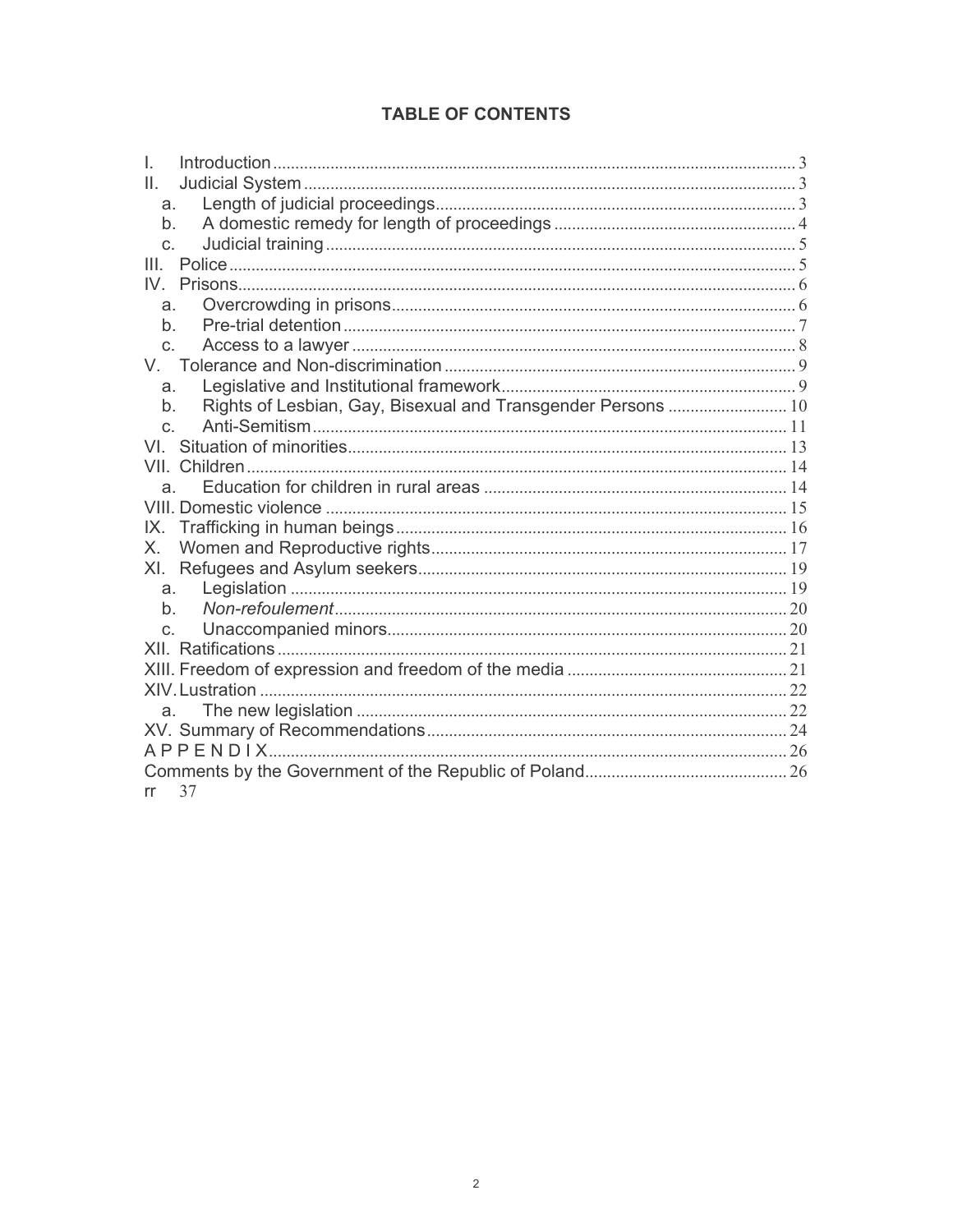## TABLE OF CONTENTS

I. Introduction ..... 3
II. Judicial System ..... 3
- a. Length of judicial proceedings ..... 3
- b. A domestic remedy for length of proceedings ..... 4
- c. Judicial training ..... 5

III. Police ..... 5
IV. Prisons ..... 6
- a. Overcrowding in prisons ..... 6
- b. Pre-trial detention ..... 7
- c. Access to a lawyer ..... 8

V. Tolerance and Non-discrimination ..... 9
- a. Legislative and Institutional framework ..... 9
- b. Rights of Lesbian, Gay, Bisexual and Transgender Persons ..... 10
- c. Anti-Semitism ..... 11

VI. Situation of minorities ..... 13
VII. Children ..... 14
- a. Education for children in rural areas ..... 14

VIII. Domestic violence ..... 15
IX. Trafficking in human beings ..... 16
X. Women and Reproductive rights ..... 17
XI. Refugees and Asylum seekers ..... 19
- a. Legislation ..... 19
- b. *Non-refoulement* ..... 20
- c. Unaccompanied minors ..... 20

XII. Ratifications ..... 21
XIII. Freedom of expression and freedom of the media ..... 21
XIV. Lustration ..... 22
- a. The new legislation ..... 22

XV. Summary of Recommendations ..... 24
A P P E N D I X ..... 26
Comments by the Government of the Republic of Poland ..... 26
rr 37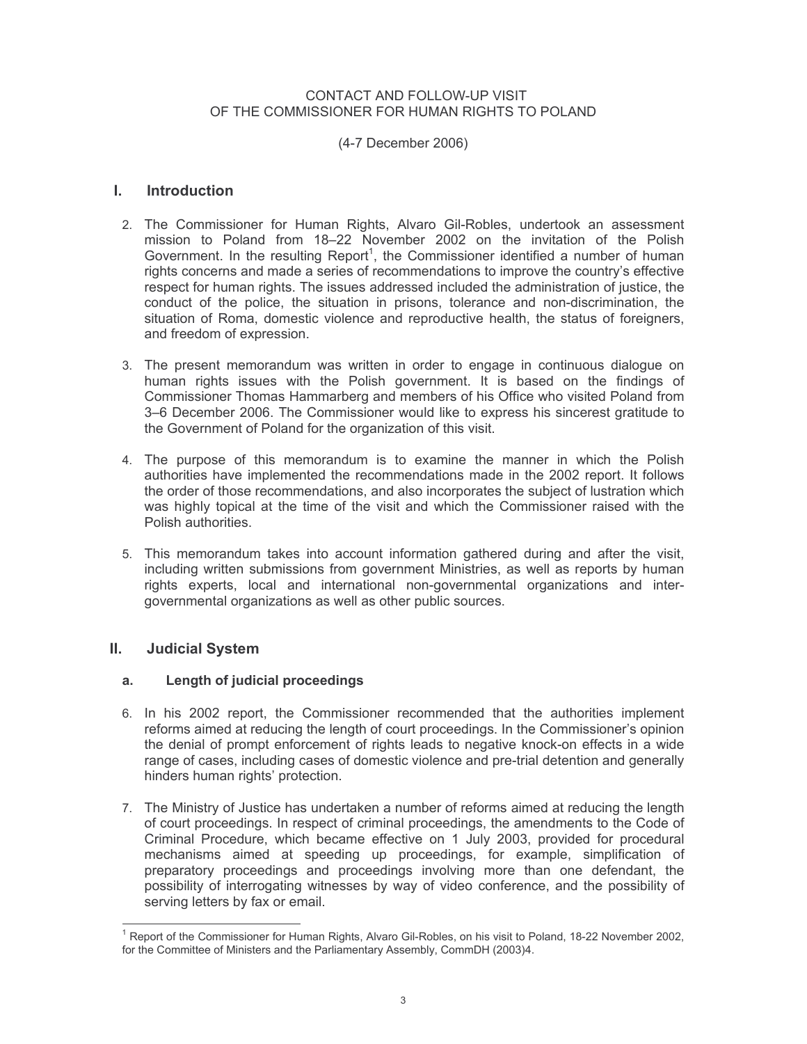CONTACT AND FOLLOW-UP VISIT
OF THE COMMISSIONER FOR HUMAN RIGHTS TO POLAND

(4-7 December 2006)

## I. Introduction

2. The Commissioner for Human Rights, Alvaro Gil-Robles, undertook an assessment mission to Poland from 18–22 November 2002 on the invitation of the Polish Government. In the resulting Report[1], the Commissioner identified a number of human rights concerns and made a series of recommendations to improve the country's effective respect for human rights. The issues addressed included the administration of justice, the conduct of the police, the situation in prisons, tolerance and non-discrimination, the situation of Roma, domestic violence and reproductive health, the status of foreigners, and freedom of expression.

3. The present memorandum was written in order to engage in continuous dialogue on human rights issues with the Polish government. It is based on the findings of Commissioner Thomas Hammarberg and members of his Office who visited Poland from 3–6 December 2006. The Commissioner would like to express his sincerest gratitude to the Government of Poland for the organization of this visit.

4. The purpose of this memorandum is to examine the manner in which the Polish authorities have implemented the recommendations made in the 2002 report. It follows the order of those recommendations, and also incorporates the subject of lustration which was highly topical at the time of the visit and which the Commissioner raised with the Polish authorities.

5. This memorandum takes into account information gathered during and after the visit, including written submissions from government Ministries, as well as reports by human rights experts, local and international non-governmental organizations and inter-governmental organizations as well as other public sources.

## II. Judicial System

### a. Length of judicial proceedings

6. In his 2002 report, the Commissioner recommended that the authorities implement reforms aimed at reducing the length of court proceedings. In the Commissioner's opinion the denial of prompt enforcement of rights leads to negative knock-on effects in a wide range of cases, including cases of domestic violence and pre-trial detention and generally hinders human rights' protection.

7. The Ministry of Justice has undertaken a number of reforms aimed at reducing the length of court proceedings. In respect of criminal proceedings, the amendments to the Code of Criminal Procedure, which became effective on 1 July 2003, provided for procedural mechanisms aimed at speeding up proceedings, for example, simplification of preparatory proceedings and proceedings involving more than one defendant, the possibility of interrogating witnesses by way of video conference, and the possibility of serving letters by fax or email.

---

[1] Report of the Commissioner for Human Rights, Alvaro Gil-Robles, on his visit to Poland, 18-22 November 2002, for the Committee of Ministers and the Parliamentary Assembly, CommDH (2003)4.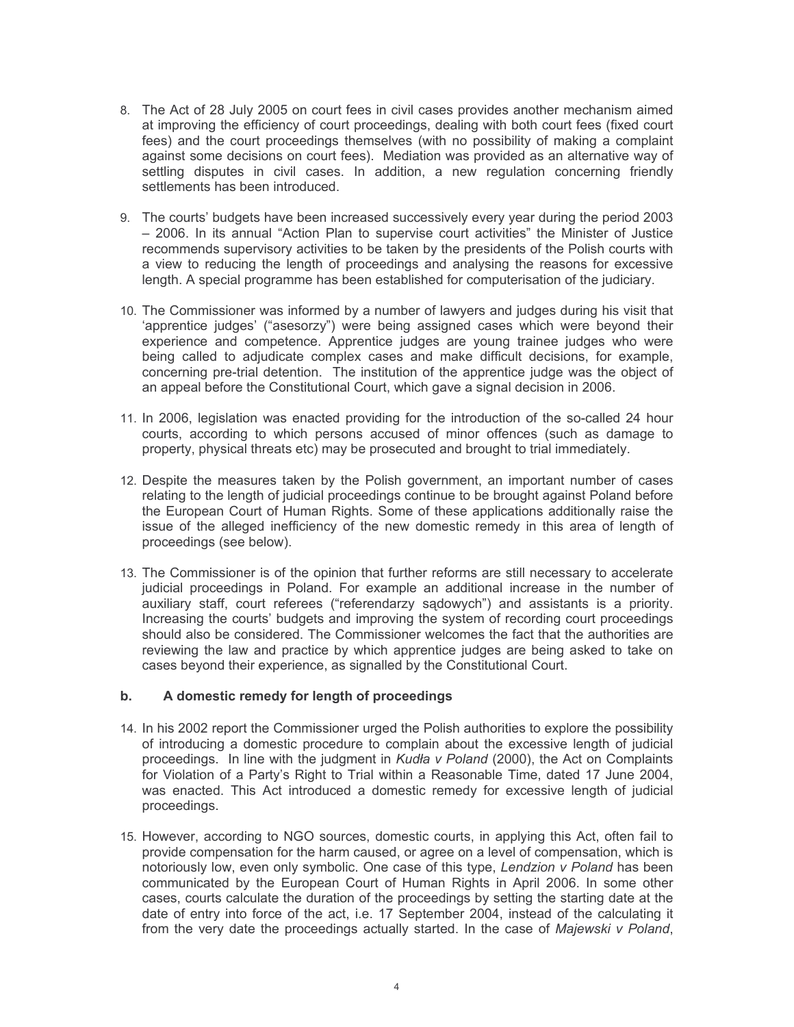8. The Act of 28 July 2005 on court fees in civil cases provides another mechanism aimed at improving the efficiency of court proceedings, dealing with both court fees (fixed court fees) and the court proceedings themselves (with no possibility of making a complaint against some decisions on court fees). Mediation was provided as an alternative way of settling disputes in civil cases. In addition, a new regulation concerning friendly settlements has been introduced.

9. The courts' budgets have been increased successively every year during the period 2003 – 2006. In its annual "Action Plan to supervise court activities" the Minister of Justice recommends supervisory activities to be taken by the presidents of the Polish courts with a view to reducing the length of proceedings and analysing the reasons for excessive length. A special programme has been established for computerisation of the judiciary.

10. The Commissioner was informed by a number of lawyers and judges during his visit that 'apprentice judges' ("asesorzy") were being assigned cases which were beyond their experience and competence. Apprentice judges are young trainee judges who were being called to adjudicate complex cases and make difficult decisions, for example, concerning pre-trial detention. The institution of the apprentice judge was the object of an appeal before the Constitutional Court, which gave a signal decision in 2006.

11. In 2006, legislation was enacted providing for the introduction of the so-called 24 hour courts, according to which persons accused of minor offences (such as damage to property, physical threats etc) may be prosecuted and brought to trial immediately.

12. Despite the measures taken by the Polish government, an important number of cases relating to the length of judicial proceedings continue to be brought against Poland before the European Court of Human Rights. Some of these applications additionally raise the issue of the alleged inefficiency of the new domestic remedy in this area of length of proceedings (see below).

13. The Commissioner is of the opinion that further reforms are still necessary to accelerate judicial proceedings in Poland. For example an additional increase in the number of auxiliary staff, court referees ("referendarzy sądowych") and assistants is a priority. Increasing the courts' budgets and improving the system of recording court proceedings should also be considered. The Commissioner welcomes the fact that the authorities are reviewing the law and practice by which apprentice judges are being asked to take on cases beyond their experience, as signalled by the Constitutional Court.

### b. A domestic remedy for length of proceedings

14. In his 2002 report the Commissioner urged the Polish authorities to explore the possibility of introducing a domestic procedure to complain about the excessive length of judicial proceedings. In line with the judgment in *Kudła v Poland* (2000), the Act on Complaints for Violation of a Party's Right to Trial within a Reasonable Time, dated 17 June 2004, was enacted. This Act introduced a domestic remedy for excessive length of judicial proceedings.

15. However, according to NGO sources, domestic courts, in applying this Act, often fail to provide compensation for the harm caused, or agree on a level of compensation, which is notoriously low, even only symbolic. One case of this type, *Lendzion v Poland* has been communicated by the European Court of Human Rights in April 2006. In some other cases, courts calculate the duration of the proceedings by setting the starting date at the date of entry into force of the act, i.e. 17 September 2004, instead of the calculating it from the very date the proceedings actually started. In the case of *Majewski v Poland*,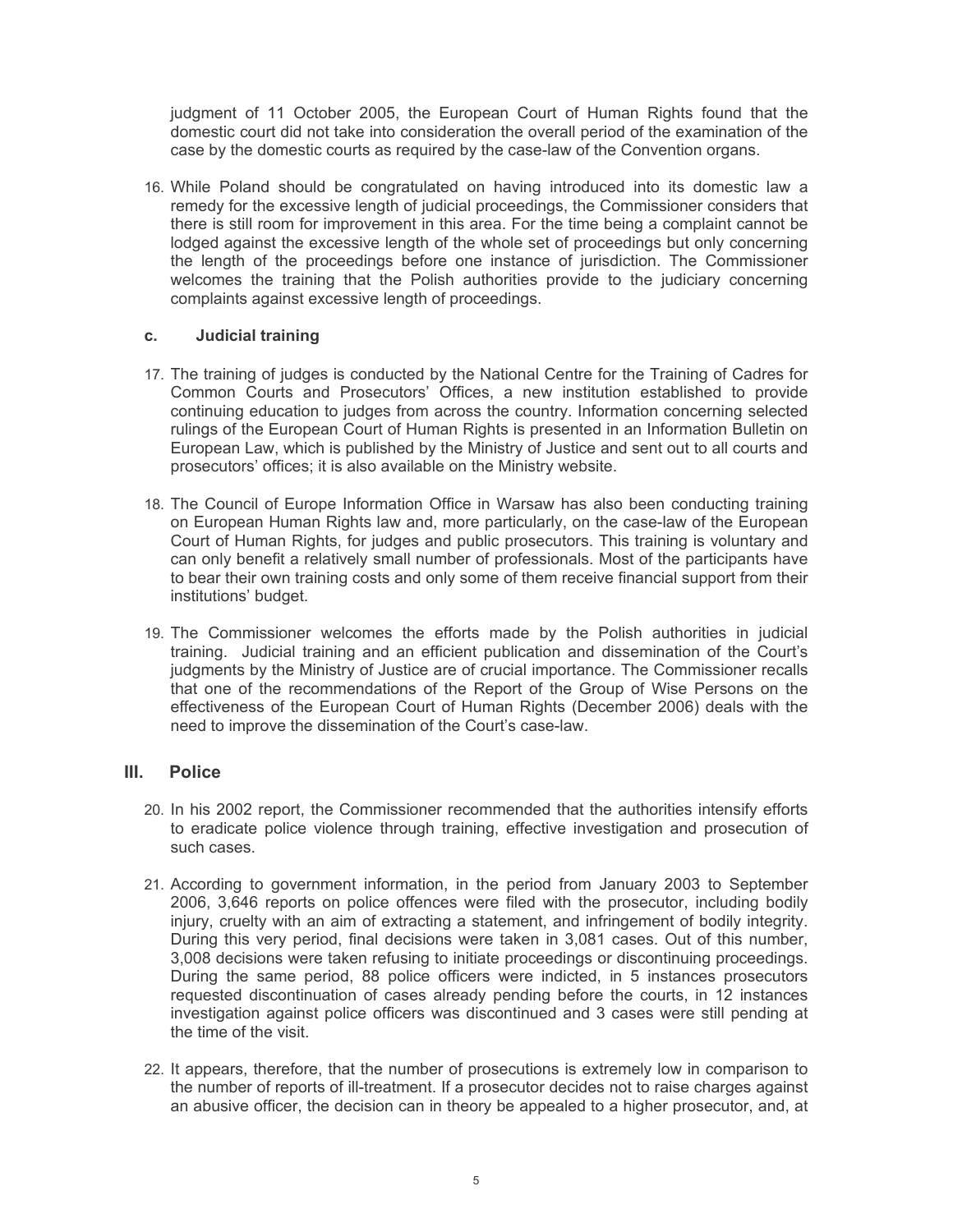judgment of 11 October 2005, the European Court of Human Rights found that the domestic court did not take into consideration the overall period of the examination of the case by the domestic courts as required by the case-law of the Convention organs.

16. While Poland should be congratulated on having introduced into its domestic law a remedy for the excessive length of judicial proceedings, the Commissioner considers that there is still room for improvement in this area. For the time being a complaint cannot be lodged against the excessive length of the whole set of proceedings but only concerning the length of the proceedings before one instance of jurisdiction. The Commissioner welcomes the training that the Polish authorities provide to the judiciary concerning complaints against excessive length of proceedings.

### c. Judicial training

17. The training of judges is conducted by the National Centre for the Training of Cadres for Common Courts and Prosecutors' Offices, a new institution established to provide continuing education to judges from across the country. Information concerning selected rulings of the European Court of Human Rights is presented in an Information Bulletin on European Law, which is published by the Ministry of Justice and sent out to all courts and prosecutors' offices; it is also available on the Ministry website.

18. The Council of Europe Information Office in Warsaw has also been conducting training on European Human Rights law and, more particularly, on the case-law of the European Court of Human Rights, for judges and public prosecutors. This training is voluntary and can only benefit a relatively small number of professionals. Most of the participants have to bear their own training costs and only some of them receive financial support from their institutions' budget.

19. The Commissioner welcomes the efforts made by the Polish authorities in judicial training. Judicial training and an efficient publication and dissemination of the Court's judgments by the Ministry of Justice are of crucial importance. The Commissioner recalls that one of the recommendations of the Report of the Group of Wise Persons on the effectiveness of the European Court of Human Rights (December 2006) deals with the need to improve the dissemination of the Court's case-law.

## III. Police

20. In his 2002 report, the Commissioner recommended that the authorities intensify efforts to eradicate police violence through training, effective investigation and prosecution of such cases.

21. According to government information, in the period from January 2003 to September 2006, 3,646 reports on police offences were filed with the prosecutor, including bodily injury, cruelty with an aim of extracting a statement, and infringement of bodily integrity. During this very period, final decisions were taken in 3,081 cases. Out of this number, 3,008 decisions were taken refusing to initiate proceedings or discontinuing proceedings. During the same period, 88 police officers were indicted, in 5 instances prosecutors requested discontinuation of cases already pending before the courts, in 12 instances investigation against police officers was discontinued and 3 cases were still pending at the time of the visit.

22. It appears, therefore, that the number of prosecutions is extremely low in comparison to the number of reports of ill-treatment. If a prosecutor decides not to raise charges against an abusive officer, the decision can in theory be appealed to a higher prosecutor, and, at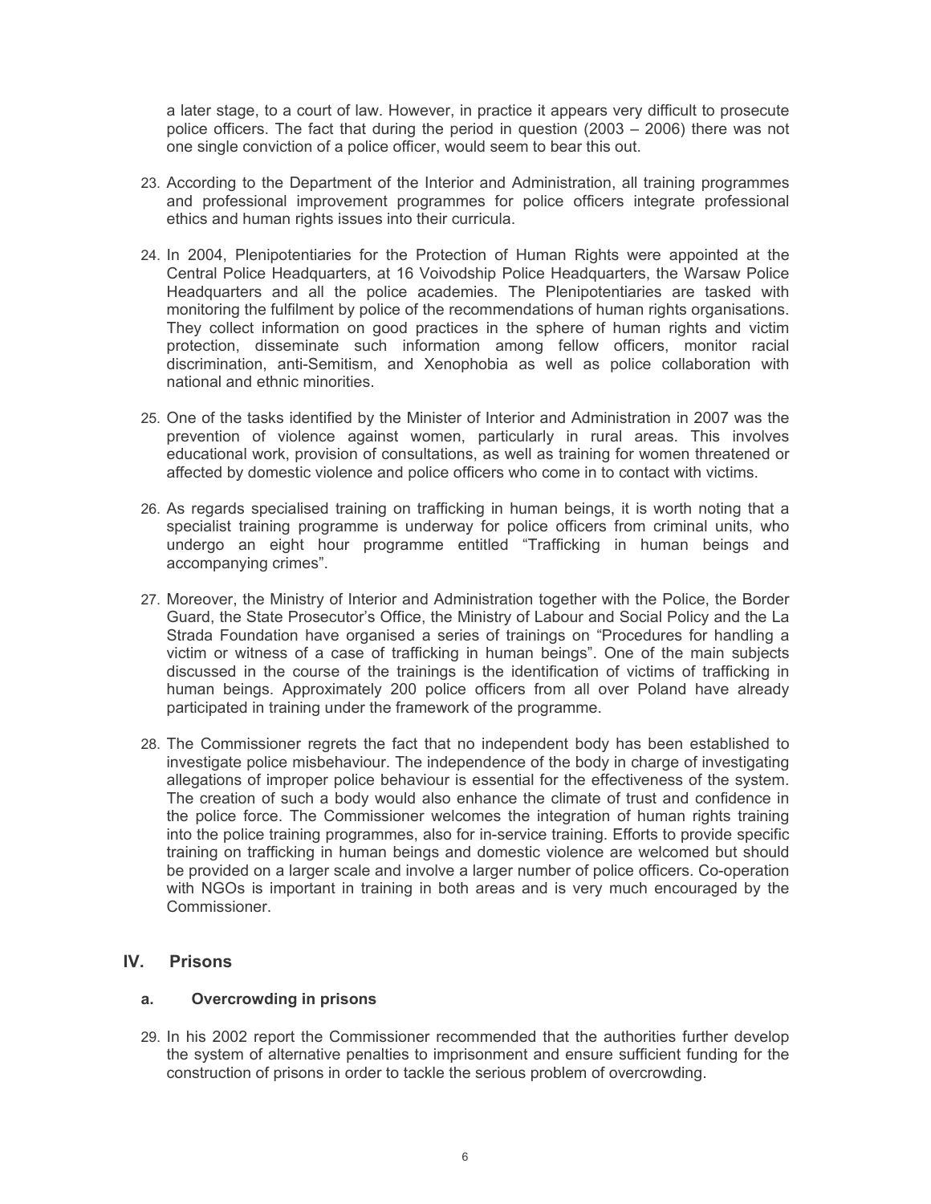a later stage, to a court of law. However, in practice it appears very difficult to prosecute police officers. The fact that during the period in question (2003 – 2006) there was not one single conviction of a police officer, would seem to bear this out.

23. According to the Department of the Interior and Administration, all training programmes and professional improvement programmes for police officers integrate professional ethics and human rights issues into their curricula.

24. In 2004, Plenipotentiaries for the Protection of Human Rights were appointed at the Central Police Headquarters, at 16 Voivodship Police Headquarters, the Warsaw Police Headquarters and all the police academies. The Plenipotentiaries are tasked with monitoring the fulfilment by police of the recommendations of human rights organisations. They collect information on good practices in the sphere of human rights and victim protection, disseminate such information among fellow officers, monitor racial discrimination, anti-Semitism, and Xenophobia as well as police collaboration with national and ethnic minorities.

25. One of the tasks identified by the Minister of Interior and Administration in 2007 was the prevention of violence against women, particularly in rural areas. This involves educational work, provision of consultations, as well as training for women threatened or affected by domestic violence and police officers who come in to contact with victims.

26. As regards specialised training on trafficking in human beings, it is worth noting that a specialist training programme is underway for police officers from criminal units, who undergo an eight hour programme entitled "Trafficking in human beings and accompanying crimes".

27. Moreover, the Ministry of Interior and Administration together with the Police, the Border Guard, the State Prosecutor's Office, the Ministry of Labour and Social Policy and the La Strada Foundation have organised a series of trainings on "Procedures for handling a victim or witness of a case of trafficking in human beings". One of the main subjects discussed in the course of the trainings is the identification of victims of trafficking in human beings. Approximately 200 police officers from all over Poland have already participated in training under the framework of the programme.

28. The Commissioner regrets the fact that no independent body has been established to investigate police misbehaviour. The independence of the body in charge of investigating allegations of improper police behaviour is essential for the effectiveness of the system. The creation of such a body would also enhance the climate of trust and confidence in the police force. The Commissioner welcomes the integration of human rights training into the police training programmes, also for in-service training. Efforts to provide specific training on trafficking in human beings and domestic violence are welcomed but should be provided on a larger scale and involve a larger number of police officers. Co-operation with NGOs is important in training in both areas and is very much encouraged by the Commissioner.

## IV. Prisons

### a. Overcrowding in prisons

29. In his 2002 report the Commissioner recommended that the authorities further develop the system of alternative penalties to imprisonment and ensure sufficient funding for the construction of prisons in order to tackle the serious problem of overcrowding.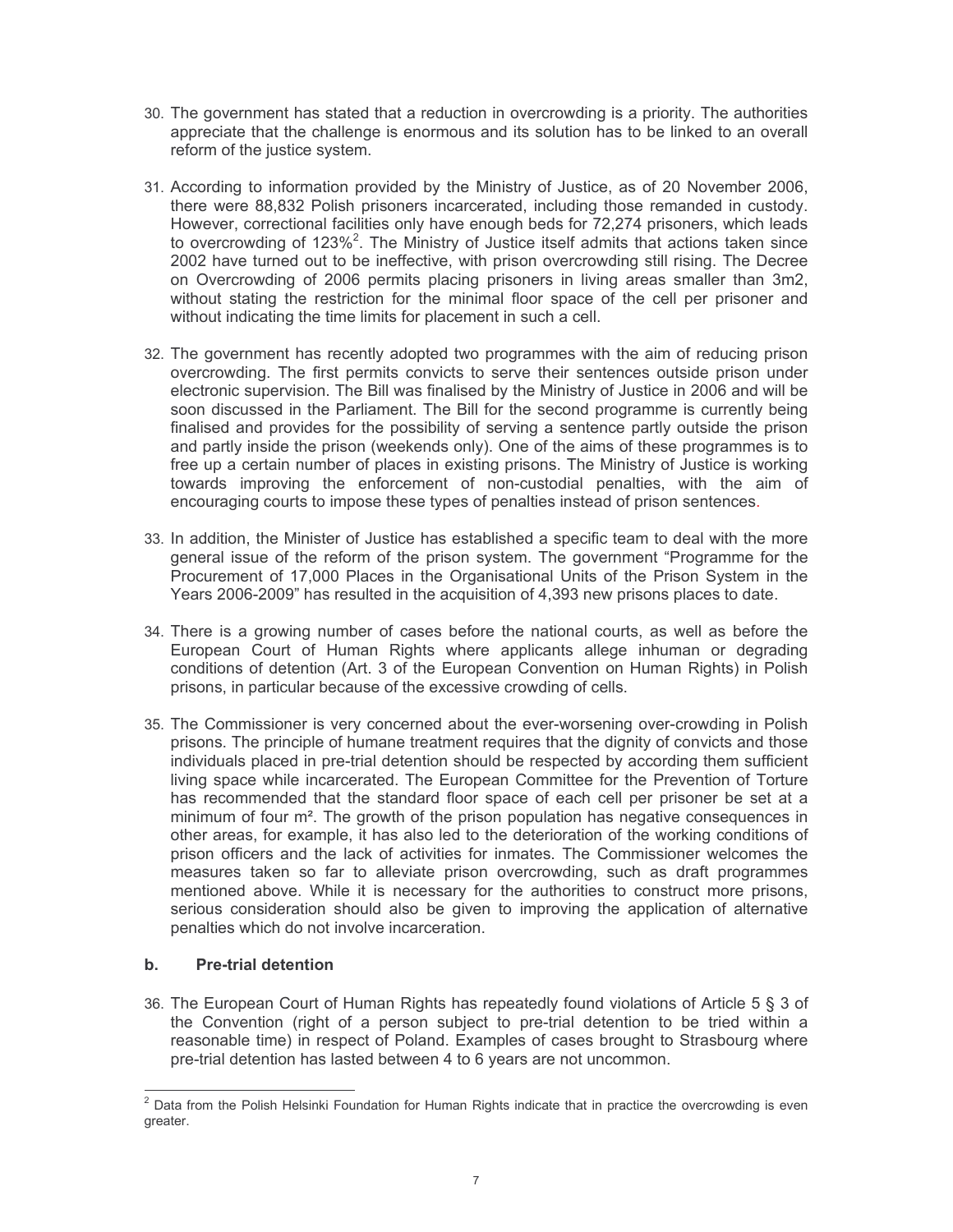30. The government has stated that a reduction in overcrowding is a priority. The authorities appreciate that the challenge is enormous and its solution has to be linked to an overall reform of the justice system.

31. According to information provided by the Ministry of Justice, as of 20 November 2006, there were 88,832 Polish prisoners incarcerated, including those remanded in custody. However, correctional facilities only have enough beds for 72,274 prisoners, which leads to overcrowding of 123%[2]. The Ministry of Justice itself admits that actions taken since 2002 have turned out to be ineffective, with prison overcrowding still rising. The Decree on Overcrowding of 2006 permits placing prisoners in living areas smaller than 3m2, without stating the restriction for the minimal floor space of the cell per prisoner and without indicating the time limits for placement in such a cell.

32. The government has recently adopted two programmes with the aim of reducing prison overcrowding. The first permits convicts to serve their sentences outside prison under electronic supervision. The Bill was finalised by the Ministry of Justice in 2006 and will be soon discussed in the Parliament. The Bill for the second programme is currently being finalised and provides for the possibility of serving a sentence partly outside the prison and partly inside the prison (weekends only). One of the aims of these programmes is to free up a certain number of places in existing prisons. The Ministry of Justice is working towards improving the enforcement of non-custodial penalties, with the aim of encouraging courts to impose these types of penalties instead of prison sentences.

33. In addition, the Minister of Justice has established a specific team to deal with the more general issue of the reform of the prison system. The government "Programme for the Procurement of 17,000 Places in the Organisational Units of the Prison System in the Years 2006-2009" has resulted in the acquisition of 4,393 new prisons places to date.

34. There is a growing number of cases before the national courts, as well as before the European Court of Human Rights where applicants allege inhuman or degrading conditions of detention (Art. 3 of the European Convention on Human Rights) in Polish prisons, in particular because of the excessive crowding of cells.

35. The Commissioner is very concerned about the ever-worsening over-crowding in Polish prisons. The principle of humane treatment requires that the dignity of convicts and those individuals placed in pre-trial detention should be respected by according them sufficient living space while incarcerated. The European Committee for the Prevention of Torture has recommended that the standard floor space of each cell per prisoner be set at a minimum of four m². The growth of the prison population has negative consequences in other areas, for example, it has also led to the deterioration of the working conditions of prison officers and the lack of activities for inmates. The Commissioner welcomes the measures taken so far to alleviate prison overcrowding, such as draft programmes mentioned above. While it is necessary for the authorities to construct more prisons, serious consideration should also be given to improving the application of alternative penalties which do not involve incarceration.

### b. Pre-trial detention

36. The European Court of Human Rights has repeatedly found violations of Article 5 § 3 of the Convention (right of a person subject to pre-trial detention to be tried within a reasonable time) in respect of Poland. Examples of cases brought to Strasbourg where pre-trial detention has lasted between 4 to 6 years are not uncommon.

---

[2] Data from the Polish Helsinki Foundation for Human Rights indicate that in practice the overcrowding is even greater.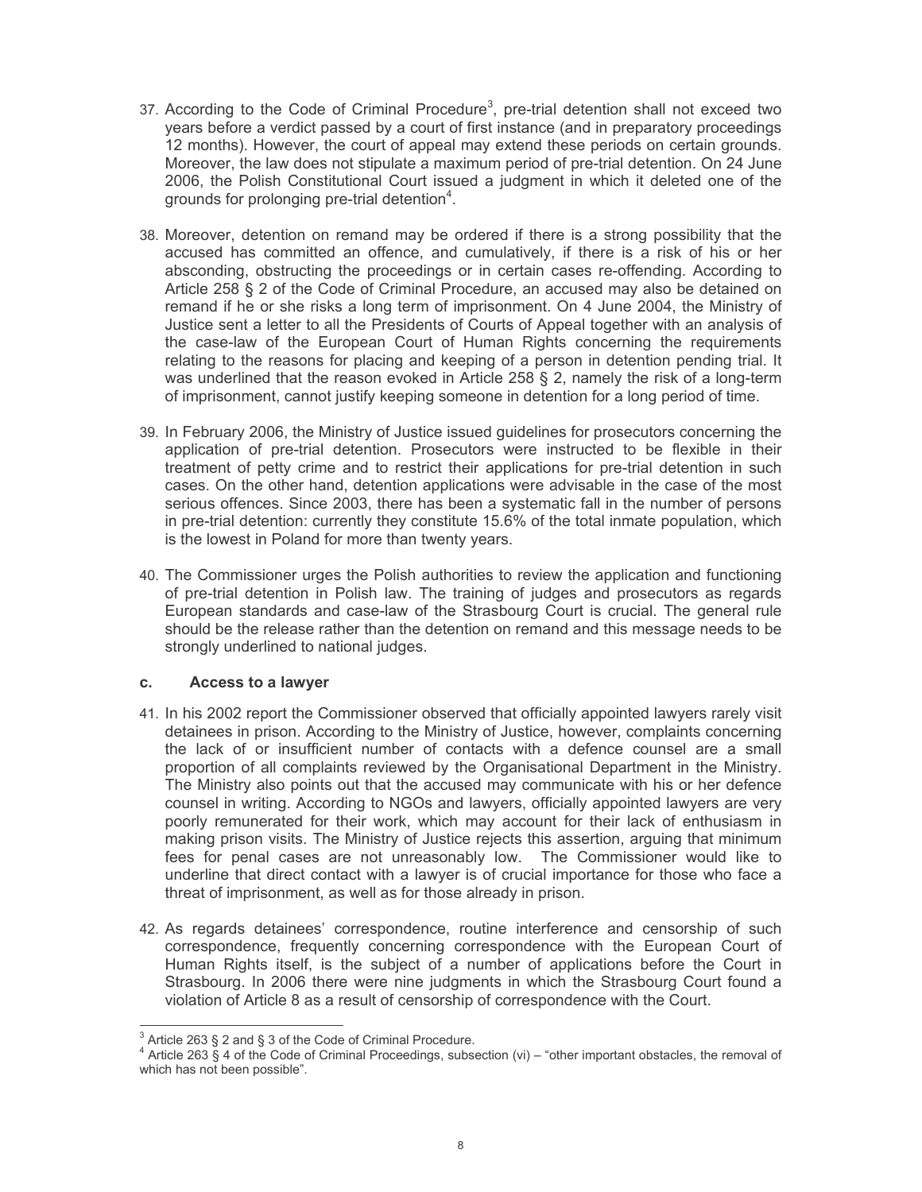37. According to the Code of Criminal Procedure[3], pre-trial detention shall not exceed two years before a verdict passed by a court of first instance (and in preparatory proceedings 12 months). However, the court of appeal may extend these periods on certain grounds. Moreover, the law does not stipulate a maximum period of pre-trial detention. On 24 June 2006, the Polish Constitutional Court issued a judgment in which it deleted one of the grounds for prolonging pre-trial detention[4].

38. Moreover, detention on remand may be ordered if there is a strong possibility that the accused has committed an offence, and cumulatively, if there is a risk of his or her absconding, obstructing the proceedings or in certain cases re-offending. According to Article 258 § 2 of the Code of Criminal Procedure, an accused may also be detained on remand if he or she risks a long term of imprisonment. On 4 June 2004, the Ministry of Justice sent a letter to all the Presidents of Courts of Appeal together with an analysis of the case-law of the European Court of Human Rights concerning the requirements relating to the reasons for placing and keeping of a person in detention pending trial. It was underlined that the reason evoked in Article 258 § 2, namely the risk of a long-term of imprisonment, cannot justify keeping someone in detention for a long period of time.

39. In February 2006, the Ministry of Justice issued guidelines for prosecutors concerning the application of pre-trial detention. Prosecutors were instructed to be flexible in their treatment of petty crime and to restrict their applications for pre-trial detention in such cases. On the other hand, detention applications were advisable in the case of the most serious offences. Since 2003, there has been a systematic fall in the number of persons in pre-trial detention: currently they constitute 15.6% of the total inmate population, which is the lowest in Poland for more than twenty years.

40. The Commissioner urges the Polish authorities to review the application and functioning of pre-trial detention in Polish law. The training of judges and prosecutors as regards European standards and case-law of the Strasbourg Court is crucial. The general rule should be the release rather than the detention on remand and this message needs to be strongly underlined to national judges.

### c. Access to a lawyer

41. In his 2002 report the Commissioner observed that officially appointed lawyers rarely visit detainees in prison. According to the Ministry of Justice, however, complaints concerning the lack of or insufficient number of contacts with a defence counsel are a small proportion of all complaints reviewed by the Organisational Department in the Ministry. The Ministry also points out that the accused may communicate with his or her defence counsel in writing. According to NGOs and lawyers, officially appointed lawyers are very poorly remunerated for their work, which may account for their lack of enthusiasm in making prison visits. The Ministry of Justice rejects this assertion, arguing that minimum fees for penal cases are not unreasonably low. The Commissioner would like to underline that direct contact with a lawyer is of crucial importance for those who face a threat of imprisonment, as well as for those already in prison.

42. As regards detainees' correspondence, routine interference and censorship of such correspondence, frequently concerning correspondence with the European Court of Human Rights itself, is the subject of a number of applications before the Court in Strasbourg. In 2006 there were nine judgments in which the Strasbourg Court found a violation of Article 8 as a result of censorship of correspondence with the Court.

---

[3] Article 263 § 2 and § 3 of the Code of Criminal Procedure.

[4] Article 263 § 4 of the Code of Criminal Proceedings, subsection (vi) – "other important obstacles, the removal of which has not been possible".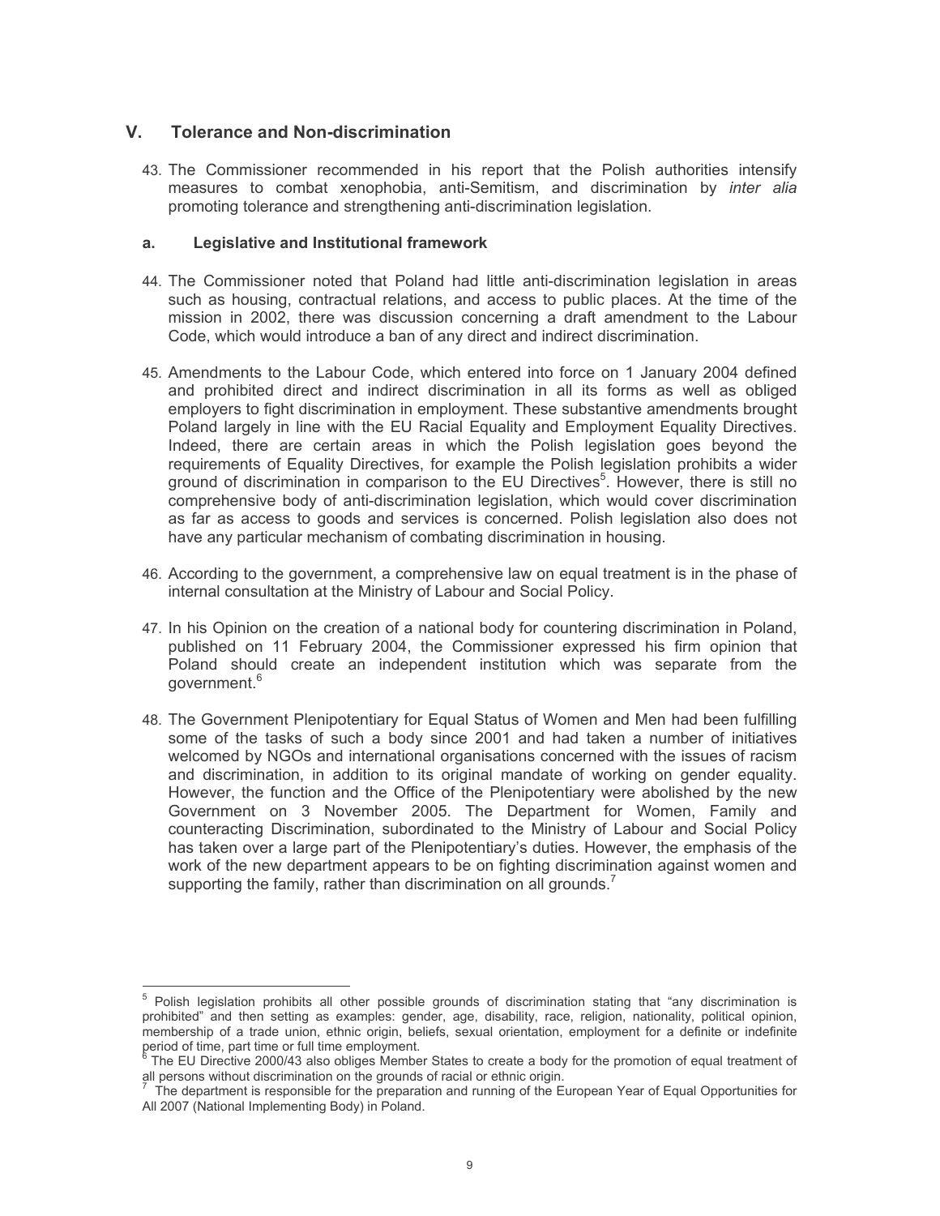## V. Tolerance and Non-discrimination

43. The Commissioner recommended in his report that the Polish authorities intensify measures to combat xenophobia, anti-Semitism, and discrimination by *inter alia* promoting tolerance and strengthening anti-discrimination legislation.

### a. Legislative and Institutional framework

44. The Commissioner noted that Poland had little anti-discrimination legislation in areas such as housing, contractual relations, and access to public places. At the time of the mission in 2002, there was discussion concerning a draft amendment to the Labour Code, which would introduce a ban of any direct and indirect discrimination.

45. Amendments to the Labour Code, which entered into force on 1 January 2004 defined and prohibited direct and indirect discrimination in all its forms as well as obliged employers to fight discrimination in employment. These substantive amendments brought Poland largely in line with the EU Racial Equality and Employment Equality Directives. Indeed, there are certain areas in which the Polish legislation goes beyond the requirements of Equality Directives, for example the Polish legislation prohibits a wider ground of discrimination in comparison to the EU Directives[5]. However, there is still no comprehensive body of anti-discrimination legislation, which would cover discrimination as far as access to goods and services is concerned. Polish legislation also does not have any particular mechanism of combating discrimination in housing.

46. According to the government, a comprehensive law on equal treatment is in the phase of internal consultation at the Ministry of Labour and Social Policy.

47. In his Opinion on the creation of a national body for countering discrimination in Poland, published on 11 February 2004, the Commissioner expressed his firm opinion that Poland should create an independent institution which was separate from the government.[6]

48. The Government Plenipotentiary for Equal Status of Women and Men had been fulfilling some of the tasks of such a body since 2001 and had taken a number of initiatives welcomed by NGOs and international organisations concerned with the issues of racism and discrimination, in addition to its original mandate of working on gender equality. However, the function and the Office of the Plenipotentiary were abolished by the new Government on 3 November 2005. The Department for Women, Family and counteracting Discrimination, subordinated to the Ministry of Labour and Social Policy has taken over a large part of the Plenipotentiary's duties. However, the emphasis of the work of the new department appears to be on fighting discrimination against women and supporting the family, rather than discrimination on all grounds.[7]

---

[5] Polish legislation prohibits all other possible grounds of discrimination stating that "any discrimination is prohibited" and then setting as examples: gender, age, disability, race, religion, nationality, political opinion, membership of a trade union, ethnic origin, beliefs, sexual orientation, employment for a definite or indefinite period of time, part time or full time employment.

[6] The EU Directive 2000/43 also obliges Member States to create a body for the promotion of equal treatment of all persons without discrimination on the grounds of racial or ethnic origin.

[7] The department is responsible for the preparation and running of the European Year of Equal Opportunities for All 2007 (National Implementing Body) in Poland.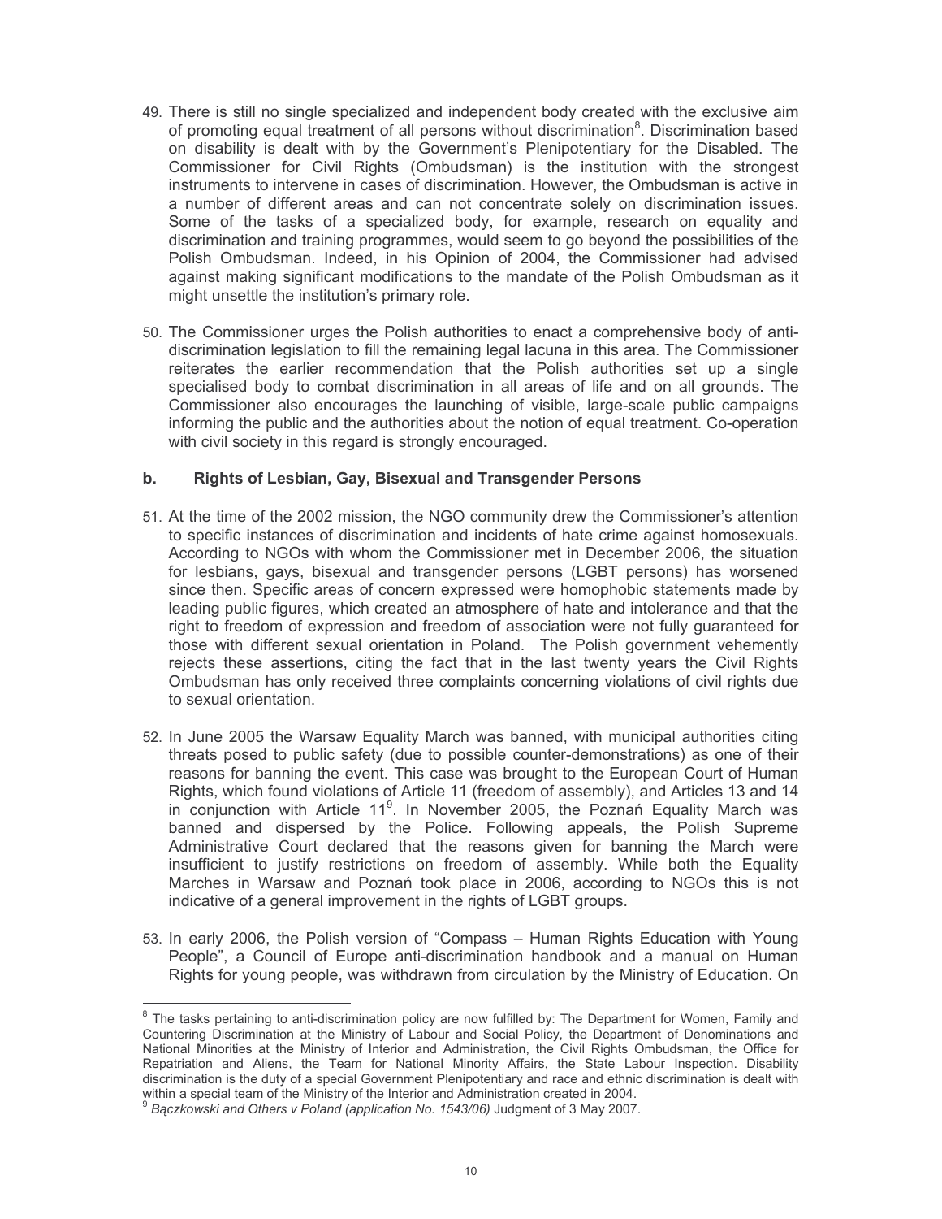49. There is still no single specialized and independent body created with the exclusive aim of promoting equal treatment of all persons without discrimination[8]. Discrimination based on disability is dealt with by the Government's Plenipotentiary for the Disabled. The Commissioner for Civil Rights (Ombudsman) is the institution with the strongest instruments to intervene in cases of discrimination. However, the Ombudsman is active in a number of different areas and can not concentrate solely on discrimination issues. Some of the tasks of a specialized body, for example, research on equality and discrimination and training programmes, would seem to go beyond the possibilities of the Polish Ombudsman. Indeed, in his Opinion of 2004, the Commissioner had advised against making significant modifications to the mandate of the Polish Ombudsman as it might unsettle the institution's primary role.

50. The Commissioner urges the Polish authorities to enact a comprehensive body of anti-discrimination legislation to fill the remaining legal lacuna in this area. The Commissioner reiterates the earlier recommendation that the Polish authorities set up a single specialised body to combat discrimination in all areas of life and on all grounds. The Commissioner also encourages the launching of visible, large-scale public campaigns informing the public and the authorities about the notion of equal treatment. Co-operation with civil society in this regard is strongly encouraged.

### b. Rights of Lesbian, Gay, Bisexual and Transgender Persons

51. At the time of the 2002 mission, the NGO community drew the Commissioner's attention to specific instances of discrimination and incidents of hate crime against homosexuals. According to NGOs with whom the Commissioner met in December 2006, the situation for lesbians, gays, bisexual and transgender persons (LGBT persons) has worsened since then. Specific areas of concern expressed were homophobic statements made by leading public figures, which created an atmosphere of hate and intolerance and that the right to freedom of expression and freedom of association were not fully guaranteed for those with different sexual orientation in Poland. The Polish government vehemently rejects these assertions, citing the fact that in the last twenty years the Civil Rights Ombudsman has only received three complaints concerning violations of civil rights due to sexual orientation.

52. In June 2005 the Warsaw Equality March was banned, with municipal authorities citing threats posed to public safety (due to possible counter-demonstrations) as one of their reasons for banning the event. This case was brought to the European Court of Human Rights, which found violations of Article 11 (freedom of assembly), and Articles 13 and 14 in conjunction with Article 11[9]. In November 2005, the Poznań Equality March was banned and dispersed by the Police. Following appeals, the Polish Supreme Administrative Court declared that the reasons given for banning the March were insufficient to justify restrictions on freedom of assembly. While both the Equality Marches in Warsaw and Poznań took place in 2006, according to NGOs this is not indicative of a general improvement in the rights of LGBT groups.

53. In early 2006, the Polish version of "Compass – Human Rights Education with Young People", a Council of Europe anti-discrimination handbook and a manual on Human Rights for young people, was withdrawn from circulation by the Ministry of Education. On

---

[8] The tasks pertaining to anti-discrimination policy are now fulfilled by: The Department for Women, Family and Countering Discrimination at the Ministry of Labour and Social Policy, the Department of Denominations and National Minorities at the Ministry of Interior and Administration, the Civil Rights Ombudsman, the Office for Repatriation and Aliens, the Team for National Minority Affairs, the State Labour Inspection. Disability discrimination is the duty of a special Government Plenipotentiary and race and ethnic discrimination is dealt with within a special team of the Ministry of the Interior and Administration created in 2004.

[9] *Bączkowski and Others v Poland (application No. 1543/06)* Judgment of 3 May 2007.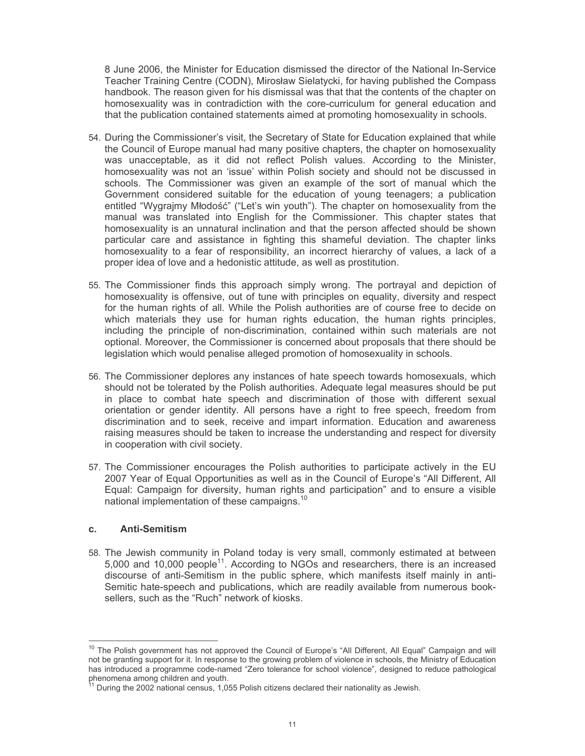8 June 2006, the Minister for Education dismissed the director of the National In-Service Teacher Training Centre (CODN), Mirosław Sielatycki, for having published the Compass handbook. The reason given for his dismissal was that that the contents of the chapter on homosexuality was in contradiction with the core-curriculum for general education and that the publication contained statements aimed at promoting homosexuality in schools.

54. During the Commissioner's visit, the Secretary of State for Education explained that while the Council of Europe manual had many positive chapters, the chapter on homosexuality was unacceptable, as it did not reflect Polish values. According to the Minister, homosexuality was not an 'issue' within Polish society and should not be discussed in schools. The Commissioner was given an example of the sort of manual which the Government considered suitable for the education of young teenagers; a publication entitled "Wygrajmy Młodość" ("Let's win youth"). The chapter on homosexuality from the manual was translated into English for the Commissioner. This chapter states that homosexuality is an unnatural inclination and that the person affected should be shown particular care and assistance in fighting this shameful deviation. The chapter links homosexuality to a fear of responsibility, an incorrect hierarchy of values, a lack of a proper idea of love and a hedonistic attitude, as well as prostitution.

55. The Commissioner finds this approach simply wrong. The portrayal and depiction of homosexuality is offensive, out of tune with principles on equality, diversity and respect for the human rights of all. While the Polish authorities are of course free to decide on which materials they use for human rights education, the human rights principles, including the principle of non-discrimination, contained within such materials are not optional. Moreover, the Commissioner is concerned about proposals that there should be legislation which would penalise alleged promotion of homosexuality in schools.

56. The Commissioner deplores any instances of hate speech towards homosexuals, which should not be tolerated by the Polish authorities. Adequate legal measures should be put in place to combat hate speech and discrimination of those with different sexual orientation or gender identity. All persons have a right to free speech, freedom from discrimination and to seek, receive and impart information. Education and awareness raising measures should be taken to increase the understanding and respect for diversity in cooperation with civil society.

57. The Commissioner encourages the Polish authorities to participate actively in the EU 2007 Year of Equal Opportunities as well as in the Council of Europe's "All Different, All Equal: Campaign for diversity, human rights and participation" and to ensure a visible national implementation of these campaigns.[10]

### c. Anti-Semitism

58. The Jewish community in Poland today is very small, commonly estimated at between 5,000 and 10,000 people[11]. According to NGOs and researchers, there is an increased discourse of anti-Semitism in the public sphere, which manifests itself mainly in anti-Semitic hate-speech and publications, which are readily available from numerous book-sellers, such as the "Ruch" network of kiosks.

---

[10] The Polish government has not approved the Council of Europe's "All Different, All Equal" Campaign and will not be granting support for it. In response to the growing problem of violence in schools, the Ministry of Education has introduced a programme code-named "Zero tolerance for school violence", designed to reduce pathological phenomena among children and youth.

[11] During the 2002 national census, 1,055 Polish citizens declared their nationality as Jewish.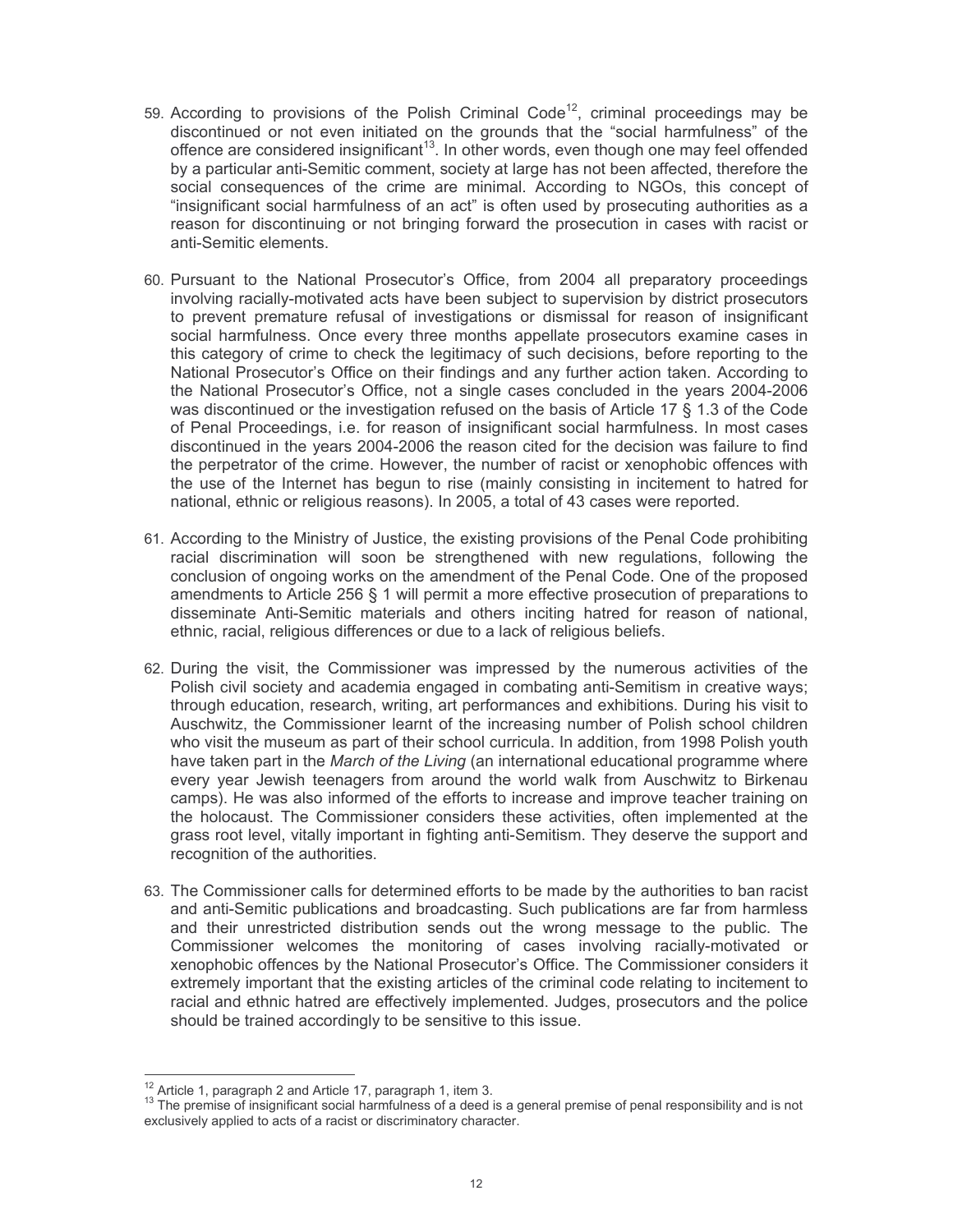59. According to provisions of the Polish Criminal Code[12], criminal proceedings may be discontinued or not even initiated on the grounds that the "social harmfulness" of the offence are considered insignificant[13]. In other words, even though one may feel offended by a particular anti-Semitic comment, society at large has not been affected, therefore the social consequences of the crime are minimal. According to NGOs, this concept of "insignificant social harmfulness of an act" is often used by prosecuting authorities as a reason for discontinuing or not bringing forward the prosecution in cases with racist or anti-Semitic elements.

60. Pursuant to the National Prosecutor's Office, from 2004 all preparatory proceedings involving racially-motivated acts have been subject to supervision by district prosecutors to prevent premature refusal of investigations or dismissal for reason of insignificant social harmfulness. Once every three months appellate prosecutors examine cases in this category of crime to check the legitimacy of such decisions, before reporting to the National Prosecutor's Office on their findings and any further action taken. According to the National Prosecutor's Office, not a single cases concluded in the years 2004-2006 was discontinued or the investigation refused on the basis of Article 17 § 1.3 of the Code of Penal Proceedings, i.e. for reason of insignificant social harmfulness. In most cases discontinued in the years 2004-2006 the reason cited for the decision was failure to find the perpetrator of the crime. However, the number of racist or xenophobic offences with the use of the Internet has begun to rise (mainly consisting in incitement to hatred for national, ethnic or religious reasons). In 2005, a total of 43 cases were reported.

61. According to the Ministry of Justice, the existing provisions of the Penal Code prohibiting racial discrimination will soon be strengthened with new regulations, following the conclusion of ongoing works on the amendment of the Penal Code. One of the proposed amendments to Article 256 § 1 will permit a more effective prosecution of preparations to disseminate Anti-Semitic materials and others inciting hatred for reason of national, ethnic, racial, religious differences or due to a lack of religious beliefs.

62. During the visit, the Commissioner was impressed by the numerous activities of the Polish civil society and academia engaged in combating anti-Semitism in creative ways; through education, research, writing, art performances and exhibitions. During his visit to Auschwitz, the Commissioner learnt of the increasing number of Polish school children who visit the museum as part of their school curricula. In addition, from 1998 Polish youth have taken part in the *March of the Living* (an international educational programme where every year Jewish teenagers from around the world walk from Auschwitz to Birkenau camps). He was also informed of the efforts to increase and improve teacher training on the holocaust. The Commissioner considers these activities, often implemented at the grass root level, vitally important in fighting anti-Semitism. They deserve the support and recognition of the authorities.

63. The Commissioner calls for determined efforts to be made by the authorities to ban racist and anti-Semitic publications and broadcasting. Such publications are far from harmless and their unrestricted distribution sends out the wrong message to the public. The Commissioner welcomes the monitoring of cases involving racially-motivated or xenophobic offences by the National Prosecutor's Office. The Commissioner considers it extremely important that the existing articles of the criminal code relating to incitement to racial and ethnic hatred are effectively implemented. Judges, prosecutors and the police should be trained accordingly to be sensitive to this issue.

---

[12] Article 1, paragraph 2 and Article 17, paragraph 1, item 3.

[13] The premise of insignificant social harmfulness of a deed is a general premise of penal responsibility and is not exclusively applied to acts of a racist or discriminatory character.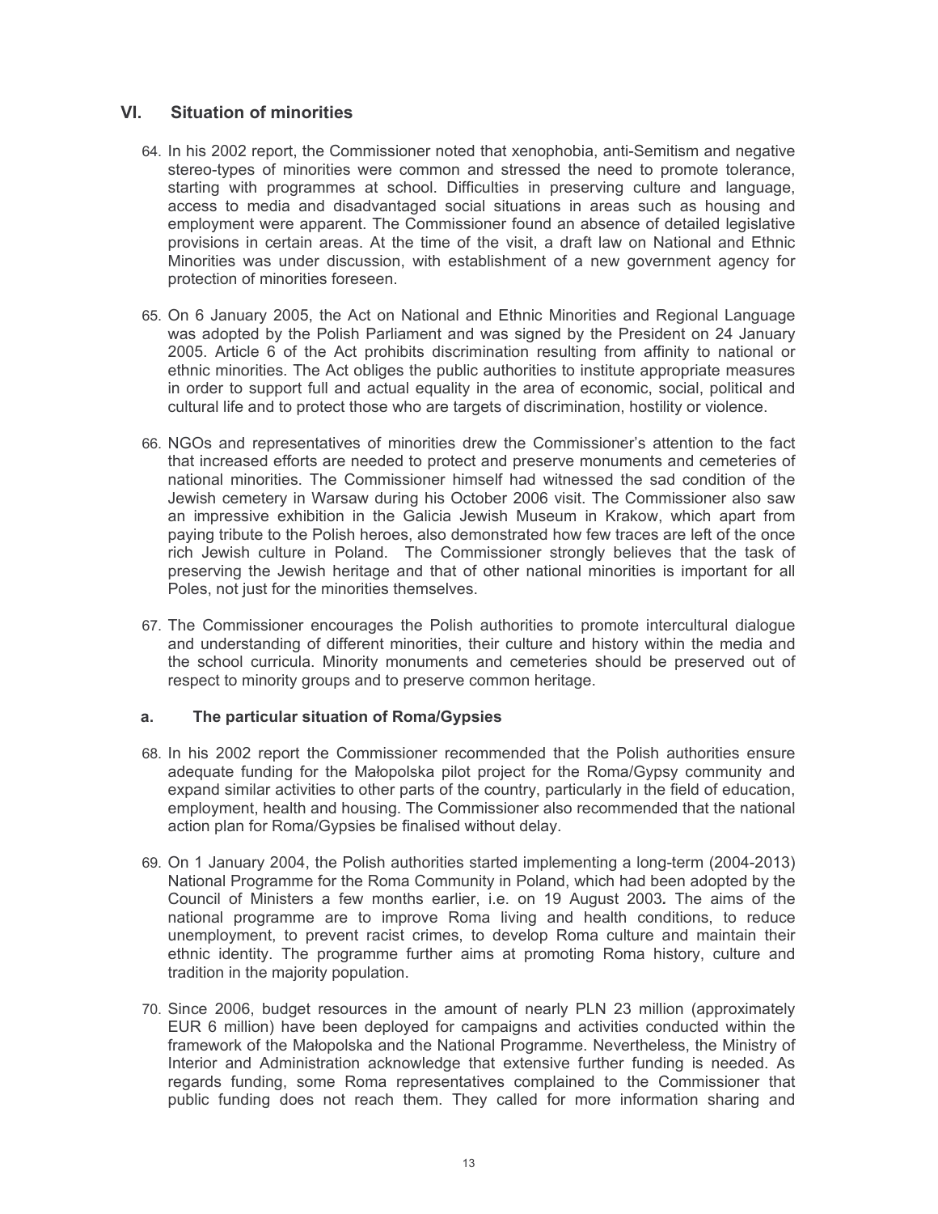## VI. Situation of minorities

64. In his 2002 report, the Commissioner noted that xenophobia, anti-Semitism and negative stereo-types of minorities were common and stressed the need to promote tolerance, starting with programmes at school. Difficulties in preserving culture and language, access to media and disadvantaged social situations in areas such as housing and employment were apparent. The Commissioner found an absence of detailed legislative provisions in certain areas. At the time of the visit, a draft law on National and Ethnic Minorities was under discussion, with establishment of a new government agency for protection of minorities foreseen.

65. On 6 January 2005, the Act on National and Ethnic Minorities and Regional Language was adopted by the Polish Parliament and was signed by the President on 24 January 2005. Article 6 of the Act prohibits discrimination resulting from affinity to national or ethnic minorities. The Act obliges the public authorities to institute appropriate measures in order to support full and actual equality in the area of economic, social, political and cultural life and to protect those who are targets of discrimination, hostility or violence.

66. NGOs and representatives of minorities drew the Commissioner's attention to the fact that increased efforts are needed to protect and preserve monuments and cemeteries of national minorities. The Commissioner himself had witnessed the sad condition of the Jewish cemetery in Warsaw during his October 2006 visit. The Commissioner also saw an impressive exhibition in the Galicia Jewish Museum in Krakow, which apart from paying tribute to the Polish heroes, also demonstrated how few traces are left of the once rich Jewish culture in Poland. The Commissioner strongly believes that the task of preserving the Jewish heritage and that of other national minorities is important for all Poles, not just for the minorities themselves.

67. The Commissioner encourages the Polish authorities to promote intercultural dialogue and understanding of different minorities, their culture and history within the media and the school curricula. Minority monuments and cemeteries should be preserved out of respect to minority groups and to preserve common heritage.

### a. The particular situation of Roma/Gypsies

68. In his 2002 report the Commissioner recommended that the Polish authorities ensure adequate funding for the Małopolska pilot project for the Roma/Gypsy community and expand similar activities to other parts of the country, particularly in the field of education, employment, health and housing. The Commissioner also recommended that the national action plan for Roma/Gypsies be finalised without delay.

69. On 1 January 2004, the Polish authorities started implementing a long-term (2004-2013) National Programme for the Roma Community in Poland, which had been adopted by the Council of Ministers a few months earlier, i.e. on 19 August 2003**.** The aims of the national programme are to improve Roma living and health conditions, to reduce unemployment, to prevent racist crimes, to develop Roma culture and maintain their ethnic identity. The programme further aims at promoting Roma history, culture and tradition in the majority population.

70. Since 2006, budget resources in the amount of nearly PLN 23 million (approximately EUR 6 million) have been deployed for campaigns and activities conducted within the framework of the Małopolska and the National Programme. Nevertheless, the Ministry of Interior and Administration acknowledge that extensive further funding is needed. As regards funding, some Roma representatives complained to the Commissioner that public funding does not reach them. They called for more information sharing and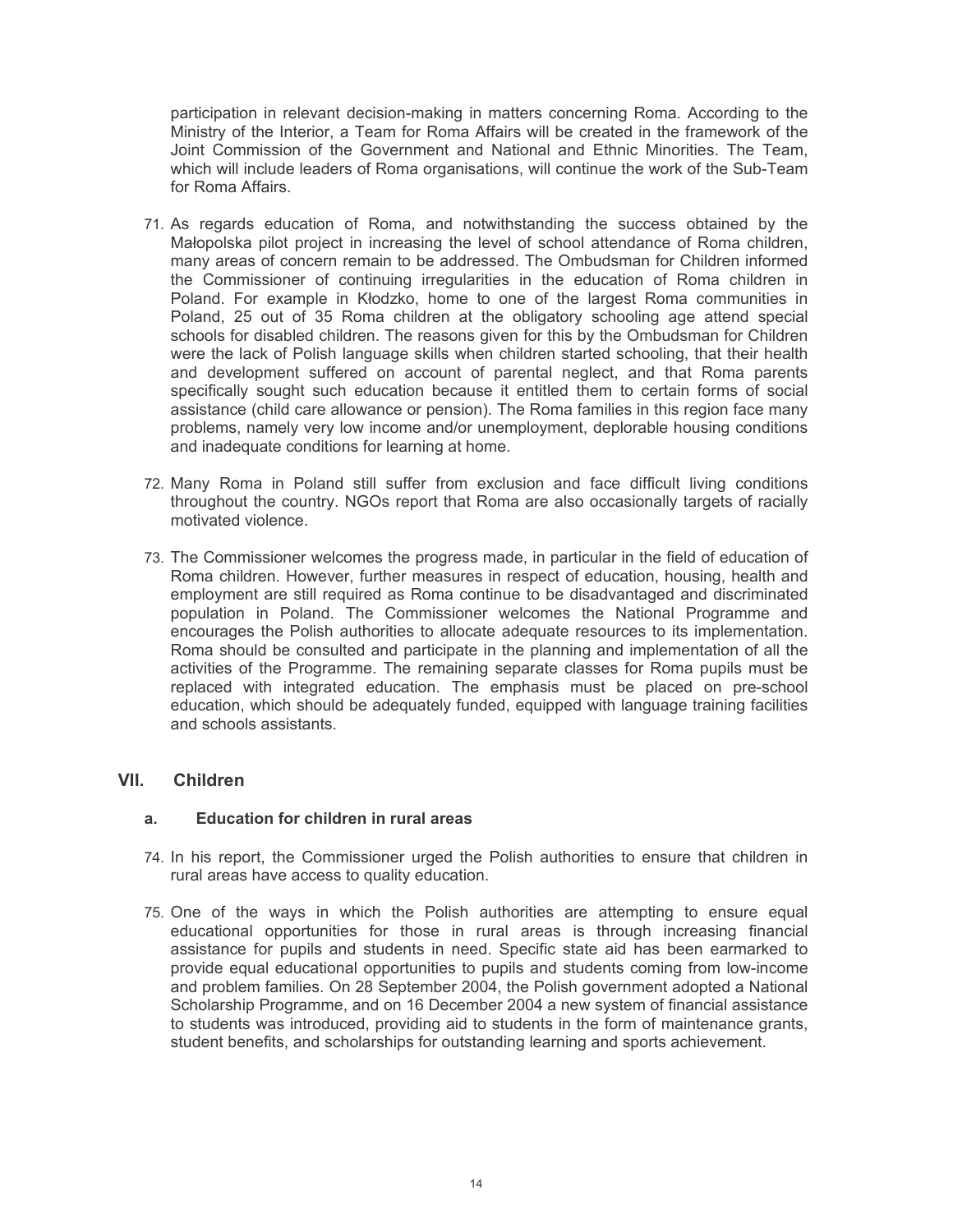participation in relevant decision-making in matters concerning Roma. According to the Ministry of the Interior, a Team for Roma Affairs will be created in the framework of the Joint Commission of the Government and National and Ethnic Minorities. The Team, which will include leaders of Roma organisations, will continue the work of the Sub-Team for Roma Affairs.

71. As regards education of Roma, and notwithstanding the success obtained by the Małopolska pilot project in increasing the level of school attendance of Roma children, many areas of concern remain to be addressed. The Ombudsman for Children informed the Commissioner of continuing irregularities in the education of Roma children in Poland. For example in Kłodzko, home to one of the largest Roma communities in Poland, 25 out of 35 Roma children at the obligatory schooling age attend special schools for disabled children. The reasons given for this by the Ombudsman for Children were the lack of Polish language skills when children started schooling, that their health and development suffered on account of parental neglect, and that Roma parents specifically sought such education because it entitled them to certain forms of social assistance (child care allowance or pension). The Roma families in this region face many problems, namely very low income and/or unemployment, deplorable housing conditions and inadequate conditions for learning at home.

72. Many Roma in Poland still suffer from exclusion and face difficult living conditions throughout the country. NGOs report that Roma are also occasionally targets of racially motivated violence.

73. The Commissioner welcomes the progress made, in particular in the field of education of Roma children. However, further measures in respect of education, housing, health and employment are still required as Roma continue to be disadvantaged and discriminated population in Poland. The Commissioner welcomes the National Programme and encourages the Polish authorities to allocate adequate resources to its implementation. Roma should be consulted and participate in the planning and implementation of all the activities of the Programme. The remaining separate classes for Roma pupils must be replaced with integrated education. The emphasis must be placed on pre-school education, which should be adequately funded, equipped with language training facilities and schools assistants.

## VII. Children

### a. Education for children in rural areas

74. In his report, the Commissioner urged the Polish authorities to ensure that children in rural areas have access to quality education.

75. One of the ways in which the Polish authorities are attempting to ensure equal educational opportunities for those in rural areas is through increasing financial assistance for pupils and students in need. Specific state aid has been earmarked to provide equal educational opportunities to pupils and students coming from low-income and problem families. On 28 September 2004, the Polish government adopted a National Scholarship Programme, and on 16 December 2004 a new system of financial assistance to students was introduced, providing aid to students in the form of maintenance grants, student benefits, and scholarships for outstanding learning and sports achievement.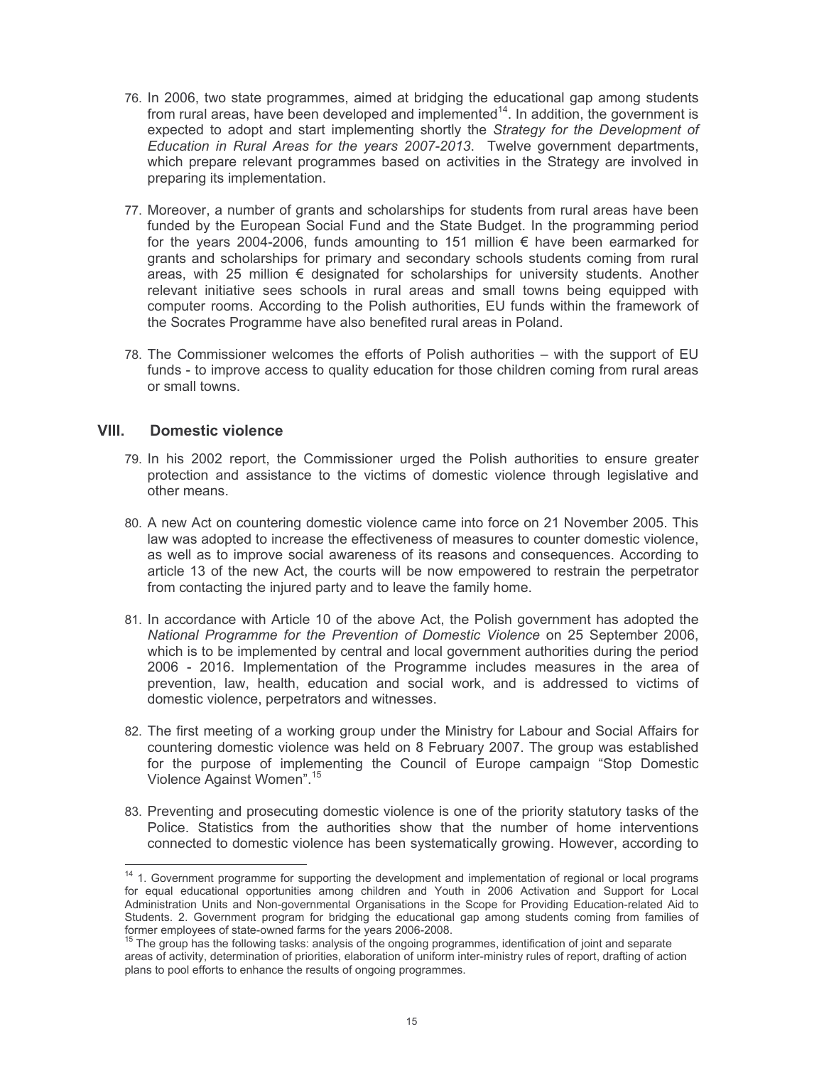76. In 2006, two state programmes, aimed at bridging the educational gap among students from rural areas, have been developed and implemented[14]. In addition, the government is expected to adopt and start implementing shortly the *Strategy for the Development of Education in Rural Areas for the years 2007-2013*. Twelve government departments, which prepare relevant programmes based on activities in the Strategy are involved in preparing its implementation.

77. Moreover, a number of grants and scholarships for students from rural areas have been funded by the European Social Fund and the State Budget. In the programming period for the years 2004-2006, funds amounting to 151 million € have been earmarked for grants and scholarships for primary and secondary schools students coming from rural areas, with 25 million € designated for scholarships for university students. Another relevant initiative sees schools in rural areas and small towns being equipped with computer rooms. According to the Polish authorities, EU funds within the framework of the Socrates Programme have also benefited rural areas in Poland.

78. The Commissioner welcomes the efforts of Polish authorities – with the support of EU funds - to improve access to quality education for those children coming from rural areas or small towns.

## VIII. Domestic violence

79. In his 2002 report, the Commissioner urged the Polish authorities to ensure greater protection and assistance to the victims of domestic violence through legislative and other means.

80. A new Act on countering domestic violence came into force on 21 November 2005. This law was adopted to increase the effectiveness of measures to counter domestic violence, as well as to improve social awareness of its reasons and consequences. According to article 13 of the new Act, the courts will be now empowered to restrain the perpetrator from contacting the injured party and to leave the family home.

81. In accordance with Article 10 of the above Act, the Polish government has adopted the *National Programme for the Prevention of Domestic Violence* on 25 September 2006, which is to be implemented by central and local government authorities during the period 2006 - 2016. Implementation of the Programme includes measures in the area of prevention, law, health, education and social work, and is addressed to victims of domestic violence, perpetrators and witnesses.

82. The first meeting of a working group under the Ministry for Labour and Social Affairs for countering domestic violence was held on 8 February 2007. The group was established for the purpose of implementing the Council of Europe campaign "Stop Domestic Violence Against Women".[15]

83. Preventing and prosecuting domestic violence is one of the priority statutory tasks of the Police. Statistics from the authorities show that the number of home interventions connected to domestic violence has been systematically growing. However, according to

---

[14] 1. Government programme for supporting the development and implementation of regional or local programs for equal educational opportunities among children and Youth in 2006 Activation and Support for Local Administration Units and Non-governmental Organisations in the Scope for Providing Education-related Aid to Students. 2. Government program for bridging the educational gap among students coming from families of former employees of state-owned farms for the years 2006-2008.

[15] The group has the following tasks: analysis of the ongoing programmes, identification of joint and separate areas of activity, determination of priorities, elaboration of uniform inter-ministry rules of report, drafting of action plans to pool efforts to enhance the results of ongoing programmes.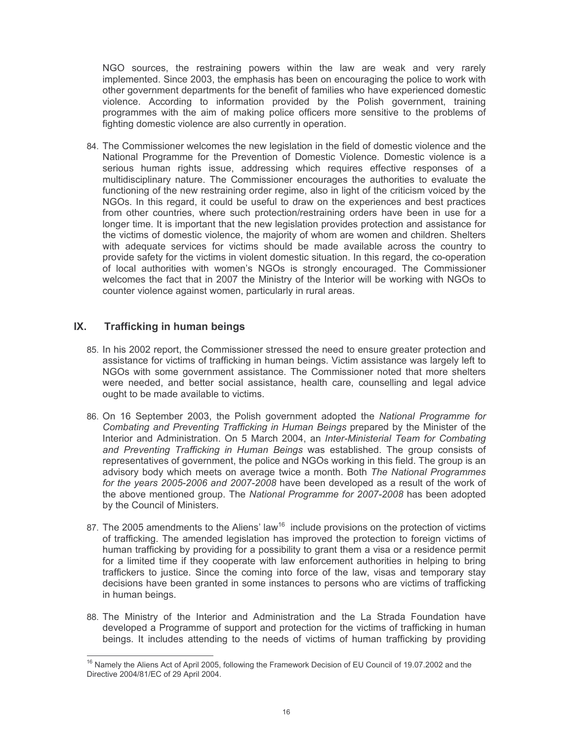NGO sources, the restraining powers within the law are weak and very rarely implemented. Since 2003, the emphasis has been on encouraging the police to work with other government departments for the benefit of families who have experienced domestic violence. According to information provided by the Polish government, training programmes with the aim of making police officers more sensitive to the problems of fighting domestic violence are also currently in operation.

84. The Commissioner welcomes the new legislation in the field of domestic violence and the National Programme for the Prevention of Domestic Violence. Domestic violence is a serious human rights issue, addressing which requires effective responses of a multidisciplinary nature. The Commissioner encourages the authorities to evaluate the functioning of the new restraining order regime, also in light of the criticism voiced by the NGOs. In this regard, it could be useful to draw on the experiences and best practices from other countries, where such protection/restraining orders have been in use for a longer time. It is important that the new legislation provides protection and assistance for the victims of domestic violence, the majority of whom are women and children. Shelters with adequate services for victims should be made available across the country to provide safety for the victims in violent domestic situation. In this regard, the co-operation of local authorities with women's NGOs is strongly encouraged. The Commissioner welcomes the fact that in 2007 the Ministry of the Interior will be working with NGOs to counter violence against women, particularly in rural areas.

## IX. Trafficking in human beings

85. In his 2002 report, the Commissioner stressed the need to ensure greater protection and assistance for victims of trafficking in human beings. Victim assistance was largely left to NGOs with some government assistance. The Commissioner noted that more shelters were needed, and better social assistance, health care, counselling and legal advice ought to be made available to victims.

86. On 16 September 2003, the Polish government adopted the *National Programme for Combating and Preventing Trafficking in Human Beings* prepared by the Minister of the Interior and Administration. On 5 March 2004, an *Inter-Ministerial Team for Combating and Preventing Trafficking in Human Beings* was established. The group consists of representatives of government, the police and NGOs working in this field. The group is an advisory body which meets on average twice a month. Both *The National Programmes for the years 2005-2006 and 2007-2008* have been developed as a result of the work of the above mentioned group. The *National Programme for 2007-2008* has been adopted by the Council of Ministers.

87. The 2005 amendments to the Aliens' law[16] include provisions on the protection of victims of trafficking. The amended legislation has improved the protection to foreign victims of human trafficking by providing for a possibility to grant them a visa or a residence permit for a limited time if they cooperate with law enforcement authorities in helping to bring traffickers to justice. Since the coming into force of the law, visas and temporary stay decisions have been granted in some instances to persons who are victims of trafficking in human beings.

88. The Ministry of the Interior and Administration and the La Strada Foundation have developed a Programme of support and protection for the victims of trafficking in human beings. It includes attending to the needs of victims of human trafficking by providing

---

[16] Namely the Aliens Act of April 2005, following the Framework Decision of EU Council of 19.07.2002 and the Directive 2004/81/EC of 29 April 2004.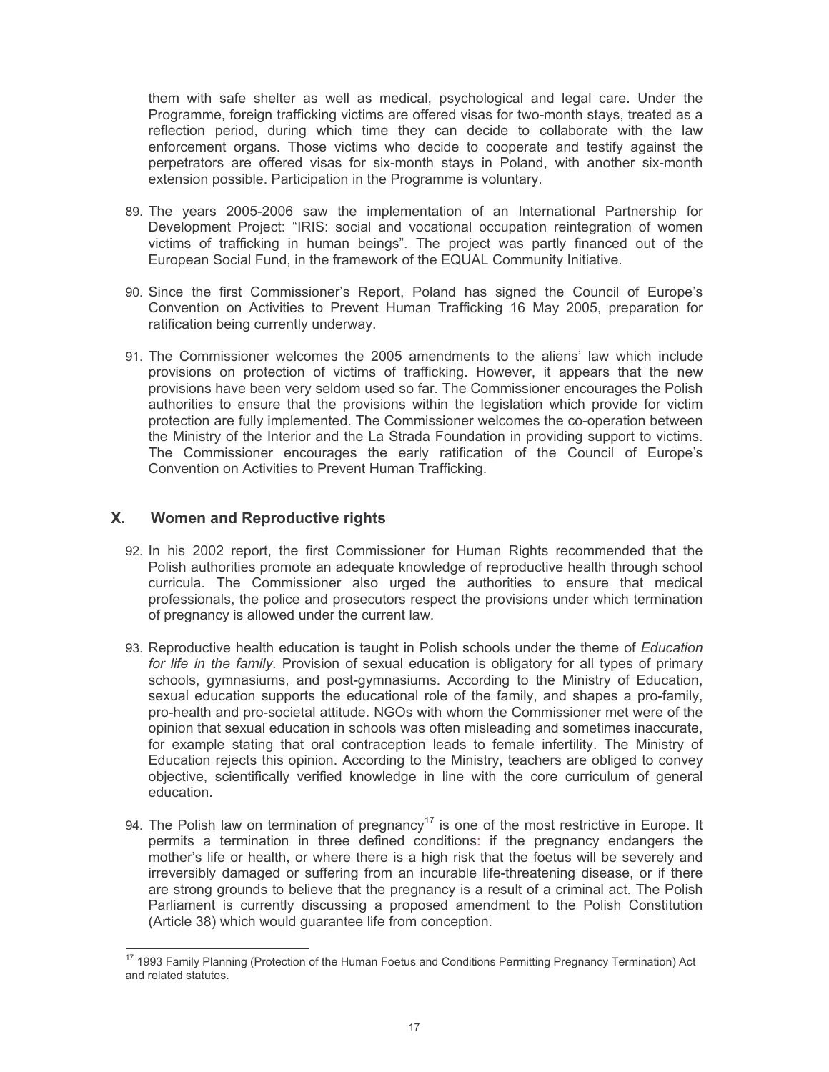them with safe shelter as well as medical, psychological and legal care. Under the Programme, foreign trafficking victims are offered visas for two-month stays, treated as a reflection period, during which time they can decide to collaborate with the law enforcement organs. Those victims who decide to cooperate and testify against the perpetrators are offered visas for six-month stays in Poland, with another six-month extension possible. Participation in the Programme is voluntary.

89. The years 2005-2006 saw the implementation of an International Partnership for Development Project: "IRIS: social and vocational occupation reintegration of women victims of trafficking in human beings". The project was partly financed out of the European Social Fund, in the framework of the EQUAL Community Initiative.

90. Since the first Commissioner's Report, Poland has signed the Council of Europe's Convention on Activities to Prevent Human Trafficking 16 May 2005, preparation for ratification being currently underway.

91. The Commissioner welcomes the 2005 amendments to the aliens' law which include provisions on protection of victims of trafficking. However, it appears that the new provisions have been very seldom used so far. The Commissioner encourages the Polish authorities to ensure that the provisions within the legislation which provide for victim protection are fully implemented. The Commissioner welcomes the co-operation between the Ministry of the Interior and the La Strada Foundation in providing support to victims. The Commissioner encourages the early ratification of the Council of Europe's Convention on Activities to Prevent Human Trafficking.

## X. Women and Reproductive rights

92. In his 2002 report, the first Commissioner for Human Rights recommended that the Polish authorities promote an adequate knowledge of reproductive health through school curricula. The Commissioner also urged the authorities to ensure that medical professionals, the police and prosecutors respect the provisions under which termination of pregnancy is allowed under the current law.

93. Reproductive health education is taught in Polish schools under the theme of *Education for life in the family*. Provision of sexual education is obligatory for all types of primary schools, gymnasiums, and post-gymnasiums. According to the Ministry of Education, sexual education supports the educational role of the family, and shapes a pro-family, pro-health and pro-societal attitude. NGOs with whom the Commissioner met were of the opinion that sexual education in schools was often misleading and sometimes inaccurate, for example stating that oral contraception leads to female infertility. The Ministry of Education rejects this opinion. According to the Ministry, teachers are obliged to convey objective, scientifically verified knowledge in line with the core curriculum of general education.

94. The Polish law on termination of pregnancy[17] is one of the most restrictive in Europe. It permits a termination in three defined conditions: if the pregnancy endangers the mother's life or health, or where there is a high risk that the foetus will be severely and irreversibly damaged or suffering from an incurable life-threatening disease, or if there are strong grounds to believe that the pregnancy is a result of a criminal act. The Polish Parliament is currently discussing a proposed amendment to the Polish Constitution (Article 38) which would guarantee life from conception.

---

[17] 1993 Family Planning (Protection of the Human Foetus and Conditions Permitting Pregnancy Termination) Act and related statutes.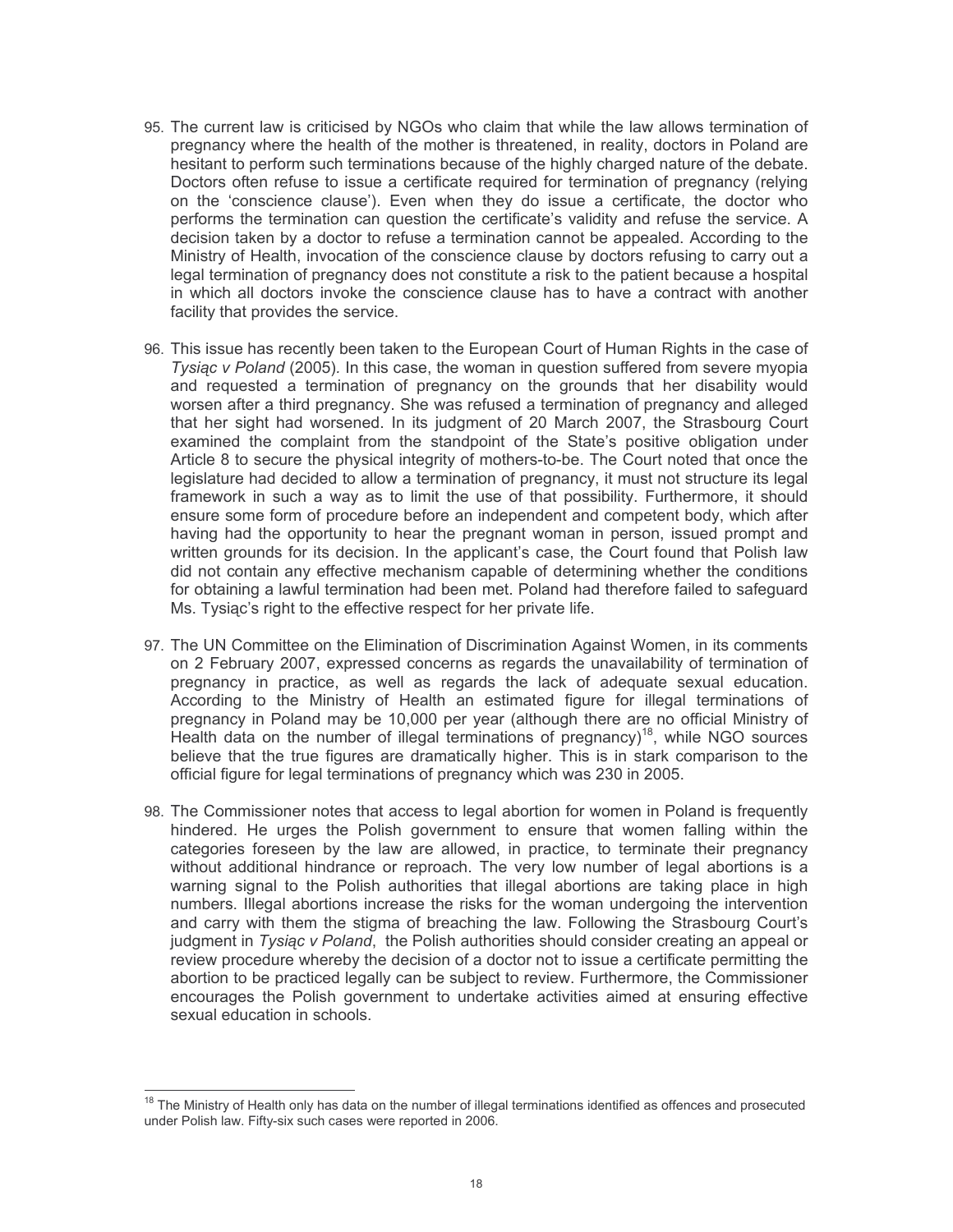95. The current law is criticised by NGOs who claim that while the law allows termination of pregnancy where the health of the mother is threatened, in reality, doctors in Poland are hesitant to perform such terminations because of the highly charged nature of the debate. Doctors often refuse to issue a certificate required for termination of pregnancy (relying on the 'conscience clause'). Even when they do issue a certificate, the doctor who performs the termination can question the certificate's validity and refuse the service. A decision taken by a doctor to refuse a termination cannot be appealed. According to the Ministry of Health, invocation of the conscience clause by doctors refusing to carry out a legal termination of pregnancy does not constitute a risk to the patient because a hospital in which all doctors invoke the conscience clause has to have a contract with another facility that provides the service.

96. This issue has recently been taken to the European Court of Human Rights in the case of *Tysiąc v Poland* (2005). In this case, the woman in question suffered from severe myopia and requested a termination of pregnancy on the grounds that her disability would worsen after a third pregnancy. She was refused a termination of pregnancy and alleged that her sight had worsened. In its judgment of 20 March 2007, the Strasbourg Court examined the complaint from the standpoint of the State's positive obligation under Article 8 to secure the physical integrity of mothers-to-be. The Court noted that once the legislature had decided to allow a termination of pregnancy, it must not structure its legal framework in such a way as to limit the use of that possibility. Furthermore, it should ensure some form of procedure before an independent and competent body, which after having had the opportunity to hear the pregnant woman in person, issued prompt and written grounds for its decision. In the applicant's case, the Court found that Polish law did not contain any effective mechanism capable of determining whether the conditions for obtaining a lawful termination had been met. Poland had therefore failed to safeguard Ms. Tysiąc's right to the effective respect for her private life.

97. The UN Committee on the Elimination of Discrimination Against Women, in its comments on 2 February 2007, expressed concerns as regards the unavailability of termination of pregnancy in practice, as well as regards the lack of adequate sexual education. According to the Ministry of Health an estimated figure for illegal terminations of pregnancy in Poland may be 10,000 per year (although there are no official Ministry of Health data on the number of illegal terminations of pregnancy)[18], while NGO sources believe that the true figures are dramatically higher. This is in stark comparison to the official figure for legal terminations of pregnancy which was 230 in 2005.

98. The Commissioner notes that access to legal abortion for women in Poland is frequently hindered. He urges the Polish government to ensure that women falling within the categories foreseen by the law are allowed, in practice, to terminate their pregnancy without additional hindrance or reproach. The very low number of legal abortions is a warning signal to the Polish authorities that illegal abortions are taking place in high numbers. Illegal abortions increase the risks for the woman undergoing the intervention and carry with them the stigma of breaching the law. Following the Strasbourg Court's judgment in *Tysiąc v Poland*, the Polish authorities should consider creating an appeal or review procedure whereby the decision of a doctor not to issue a certificate permitting the abortion to be practiced legally can be subject to review. Furthermore, the Commissioner encourages the Polish government to undertake activities aimed at ensuring effective sexual education in schools.

---

[18] The Ministry of Health only has data on the number of illegal terminations identified as offences and prosecuted under Polish law. Fifty-six such cases were reported in 2006.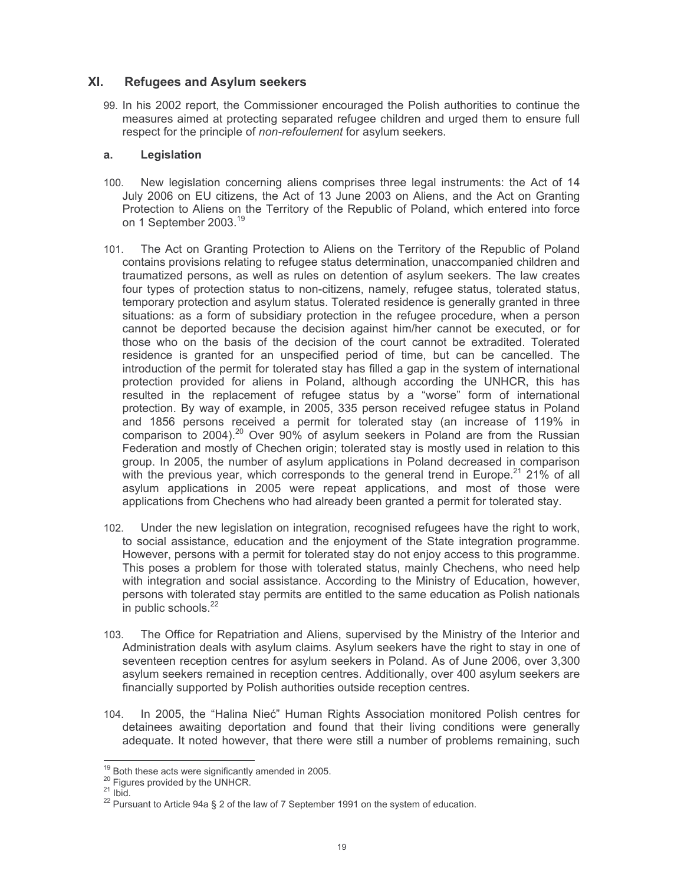## XI. Refugees and Asylum seekers

99. In his 2002 report, the Commissioner encouraged the Polish authorities to continue the measures aimed at protecting separated refugee children and urged them to ensure full respect for the principle of *non-refoulement* for asylum seekers.

### a. Legislation

100. New legislation concerning aliens comprises three legal instruments: the Act of 14 July 2006 on EU citizens, the Act of 13 June 2003 on Aliens, and the Act on Granting Protection to Aliens on the Territory of the Republic of Poland, which entered into force on 1 September 2003.[19]

101. The Act on Granting Protection to Aliens on the Territory of the Republic of Poland contains provisions relating to refugee status determination, unaccompanied children and traumatized persons, as well as rules on detention of asylum seekers. The law creates four types of protection status to non-citizens, namely, refugee status, tolerated status, temporary protection and asylum status. Tolerated residence is generally granted in three situations: as a form of subsidiary protection in the refugee procedure, when a person cannot be deported because the decision against him/her cannot be executed, or for those who on the basis of the decision of the court cannot be extradited. Tolerated residence is granted for an unspecified period of time, but can be cancelled. The introduction of the permit for tolerated stay has filled a gap in the system of international protection provided for aliens in Poland, although according the UNHCR, this has resulted in the replacement of refugee status by a "worse" form of international protection. By way of example, in 2005, 335 person received refugee status in Poland and 1856 persons received a permit for tolerated stay (an increase of 119% in comparison to 2004).[20] Over 90% of asylum seekers in Poland are from the Russian Federation and mostly of Chechen origin; tolerated stay is mostly used in relation to this group. In 2005, the number of asylum applications in Poland decreased in comparison with the previous year, which corresponds to the general trend in Europe.[21] 21% of all asylum applications in 2005 were repeat applications, and most of those were applications from Chechens who had already been granted a permit for tolerated stay.

102. Under the new legislation on integration, recognised refugees have the right to work, to social assistance, education and the enjoyment of the State integration programme. However, persons with a permit for tolerated stay do not enjoy access to this programme. This poses a problem for those with tolerated status, mainly Chechens, who need help with integration and social assistance. According to the Ministry of Education, however, persons with tolerated stay permits are entitled to the same education as Polish nationals in public schools.[22]

103. The Office for Repatriation and Aliens, supervised by the Ministry of the Interior and Administration deals with asylum claims. Asylum seekers have the right to stay in one of seventeen reception centres for asylum seekers in Poland. As of June 2006, over 3,300 asylum seekers remained in reception centres. Additionally, over 400 asylum seekers are financially supported by Polish authorities outside reception centres.

104. In 2005, the "Halina Nieć" Human Rights Association monitored Polish centres for detainees awaiting deportation and found that their living conditions were generally adequate. It noted however, that there were still a number of problems remaining, such

---

[19] Both these acts were significantly amended in 2005.

[20] Figures provided by the UNHCR.

[21] Ibid.

[22] Pursuant to Article 94a § 2 of the law of 7 September 1991 on the system of education.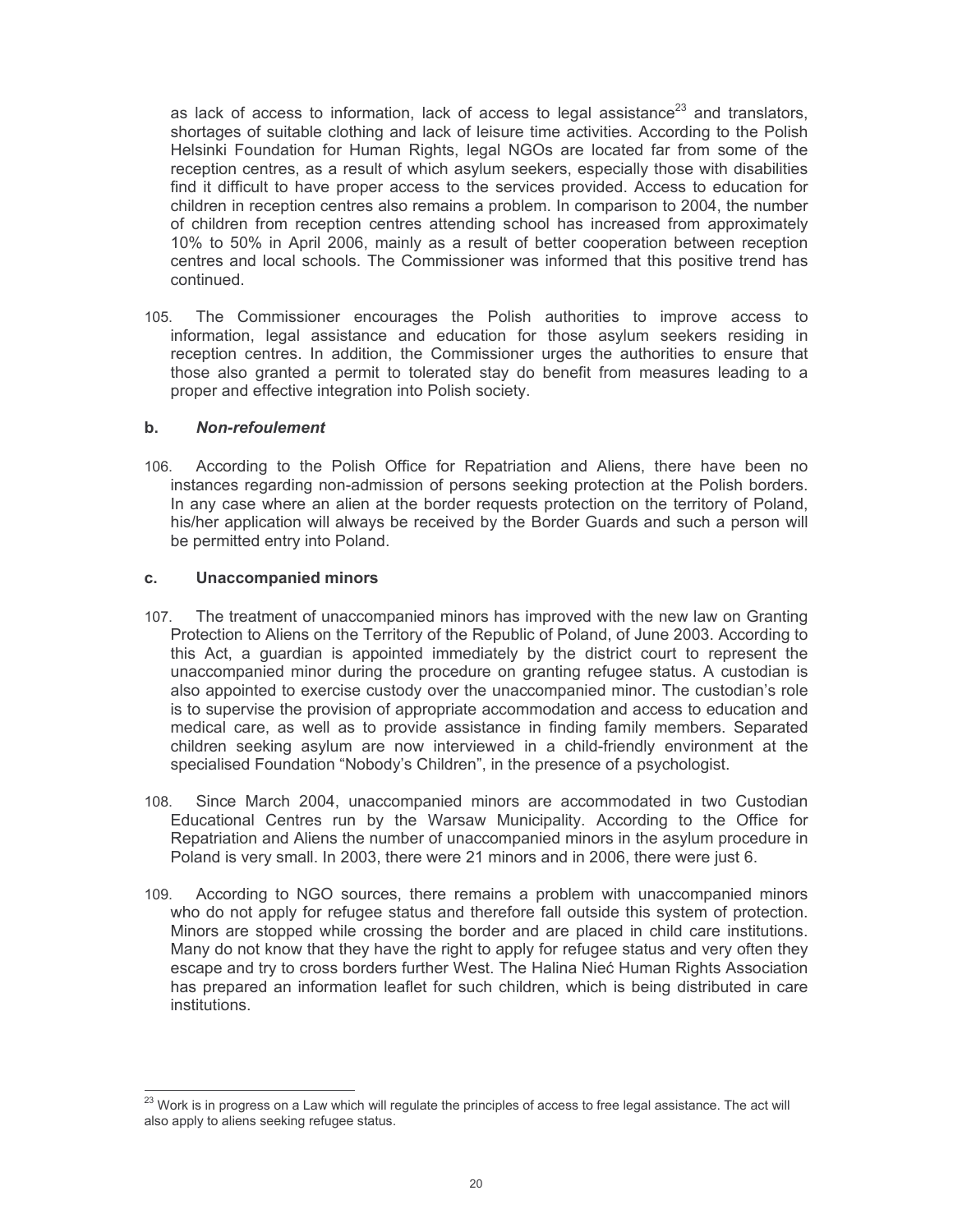as lack of access to information, lack of access to legal assistance[23] and translators, shortages of suitable clothing and lack of leisure time activities. According to the Polish Helsinki Foundation for Human Rights, legal NGOs are located far from some of the reception centres, as a result of which asylum seekers, especially those with disabilities find it difficult to have proper access to the services provided. Access to education for children in reception centres also remains a problem. In comparison to 2004, the number of children from reception centres attending school has increased from approximately 10% to 50% in April 2006, mainly as a result of better cooperation between reception centres and local schools. The Commissioner was informed that this positive trend has continued.

105. The Commissioner encourages the Polish authorities to improve access to information, legal assistance and education for those asylum seekers residing in reception centres. In addition, the Commissioner urges the authorities to ensure that those also granted a permit to tolerated stay do benefit from measures leading to a proper and effective integration into Polish society.

### b. *Non-refoulement*

106. According to the Polish Office for Repatriation and Aliens, there have been no instances regarding non-admission of persons seeking protection at the Polish borders. In any case where an alien at the border requests protection on the territory of Poland, his/her application will always be received by the Border Guards and such a person will be permitted entry into Poland.

### c. Unaccompanied minors

107. The treatment of unaccompanied minors has improved with the new law on Granting Protection to Aliens on the Territory of the Republic of Poland, of June 2003. According to this Act, a guardian is appointed immediately by the district court to represent the unaccompanied minor during the procedure on granting refugee status. A custodian is also appointed to exercise custody over the unaccompanied minor. The custodian's role is to supervise the provision of appropriate accommodation and access to education and medical care, as well as to provide assistance in finding family members. Separated children seeking asylum are now interviewed in a child-friendly environment at the specialised Foundation "Nobody's Children", in the presence of a psychologist.

108. Since March 2004, unaccompanied minors are accommodated in two Custodian Educational Centres run by the Warsaw Municipality. According to the Office for Repatriation and Aliens the number of unaccompanied minors in the asylum procedure in Poland is very small. In 2003, there were 21 minors and in 2006, there were just 6.

109. According to NGO sources, there remains a problem with unaccompanied minors who do not apply for refugee status and therefore fall outside this system of protection. Minors are stopped while crossing the border and are placed in child care institutions. Many do not know that they have the right to apply for refugee status and very often they escape and try to cross borders further West. The Halina Nieć Human Rights Association has prepared an information leaflet for such children, which is being distributed in care institutions.

---

[23] Work is in progress on a Law which will regulate the principles of access to free legal assistance. The act will also apply to aliens seeking refugee status.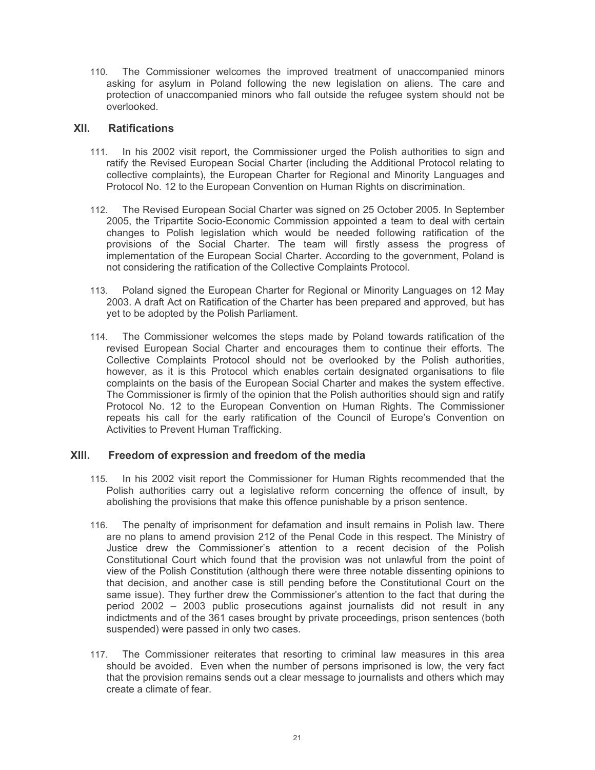110. The Commissioner welcomes the improved treatment of unaccompanied minors asking for asylum in Poland following the new legislation on aliens. The care and protection of unaccompanied minors who fall outside the refugee system should not be overlooked.

## XII. Ratifications

111. In his 2002 visit report, the Commissioner urged the Polish authorities to sign and ratify the Revised European Social Charter (including the Additional Protocol relating to collective complaints), the European Charter for Regional and Minority Languages and Protocol No. 12 to the European Convention on Human Rights on discrimination.

112. The Revised European Social Charter was signed on 25 October 2005. In September 2005, the Tripartite Socio-Economic Commission appointed a team to deal with certain changes to Polish legislation which would be needed following ratification of the provisions of the Social Charter. The team will firstly assess the progress of implementation of the European Social Charter. According to the government, Poland is not considering the ratification of the Collective Complaints Protocol.

113. Poland signed the European Charter for Regional or Minority Languages on 12 May 2003. A draft Act on Ratification of the Charter has been prepared and approved, but has yet to be adopted by the Polish Parliament.

114. The Commissioner welcomes the steps made by Poland towards ratification of the revised European Social Charter and encourages them to continue their efforts. The Collective Complaints Protocol should not be overlooked by the Polish authorities, however, as it is this Protocol which enables certain designated organisations to file complaints on the basis of the European Social Charter and makes the system effective. The Commissioner is firmly of the opinion that the Polish authorities should sign and ratify Protocol No. 12 to the European Convention on Human Rights. The Commissioner repeats his call for the early ratification of the Council of Europe's Convention on Activities to Prevent Human Trafficking.

## XIII. Freedom of expression and freedom of the media

115. In his 2002 visit report the Commissioner for Human Rights recommended that the Polish authorities carry out a legislative reform concerning the offence of insult, by abolishing the provisions that make this offence punishable by a prison sentence.

116. The penalty of imprisonment for defamation and insult remains in Polish law. There are no plans to amend provision 212 of the Penal Code in this respect. The Ministry of Justice drew the Commissioner's attention to a recent decision of the Polish Constitutional Court which found that the provision was not unlawful from the point of view of the Polish Constitution (although there were three notable dissenting opinions to that decision, and another case is still pending before the Constitutional Court on the same issue). They further drew the Commissioner's attention to the fact that during the period 2002 – 2003 public prosecutions against journalists did not result in any indictments and of the 361 cases brought by private proceedings, prison sentences (both suspended) were passed in only two cases.

117. The Commissioner reiterates that resorting to criminal law measures in this area should be avoided. Even when the number of persons imprisoned is low, the very fact that the provision remains sends out a clear message to journalists and others which may create a climate of fear.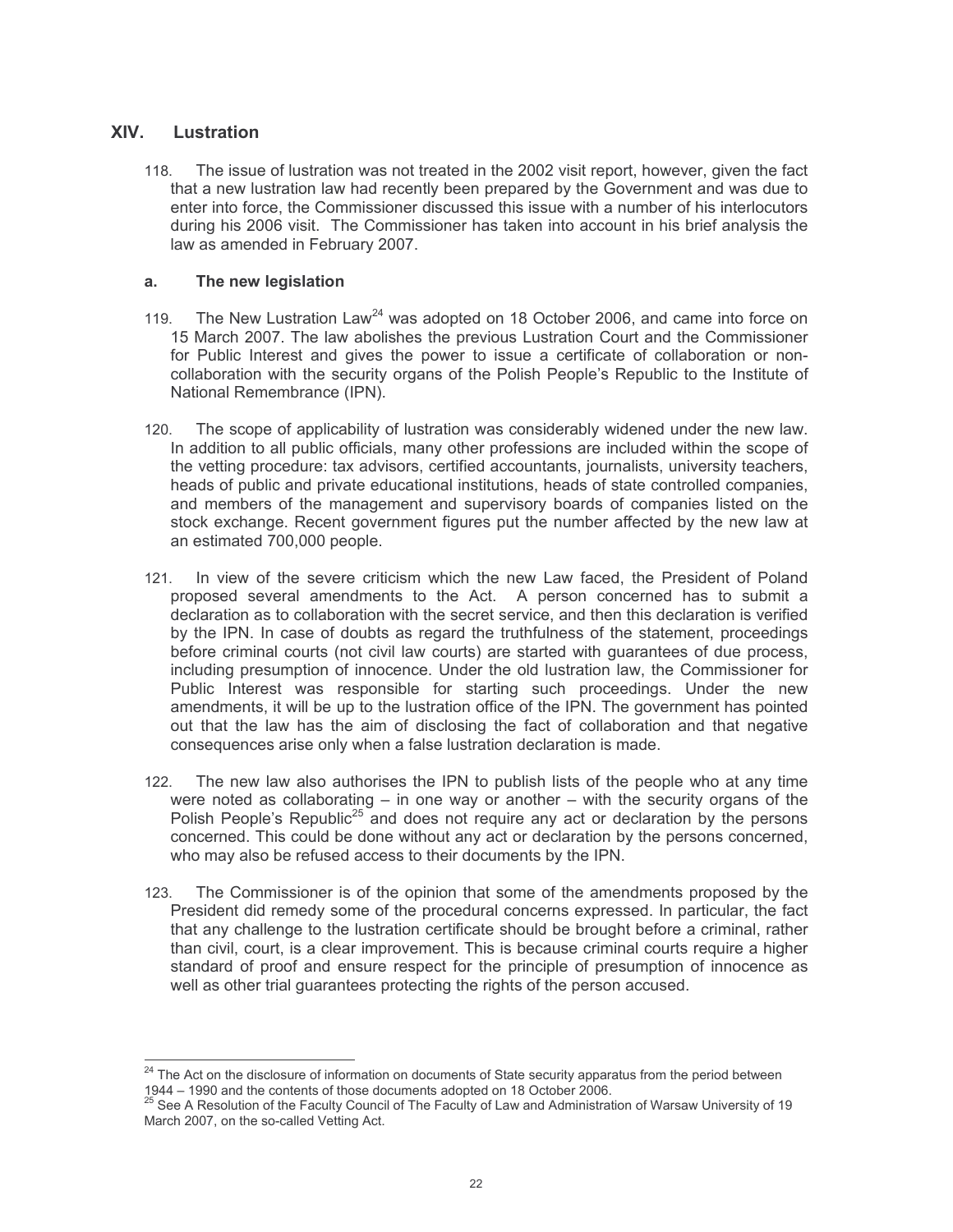## XIV. Lustration

118. The issue of lustration was not treated in the 2002 visit report, however, given the fact that a new lustration law had recently been prepared by the Government and was due to enter into force, the Commissioner discussed this issue with a number of his interlocutors during his 2006 visit. The Commissioner has taken into account in his brief analysis the law as amended in February 2007.

### a. The new legislation

119. The New Lustration Law[24] was adopted on 18 October 2006, and came into force on 15 March 2007. The law abolishes the previous Lustration Court and the Commissioner for Public Interest and gives the power to issue a certificate of collaboration or non-collaboration with the security organs of the Polish People's Republic to the Institute of National Remembrance (IPN).

120. The scope of applicability of lustration was considerably widened under the new law. In addition to all public officials, many other professions are included within the scope of the vetting procedure: tax advisors, certified accountants, journalists, university teachers, heads of public and private educational institutions, heads of state controlled companies, and members of the management and supervisory boards of companies listed on the stock exchange. Recent government figures put the number affected by the new law at an estimated 700,000 people.

121. In view of the severe criticism which the new Law faced, the President of Poland proposed several amendments to the Act. A person concerned has to submit a declaration as to collaboration with the secret service, and then this declaration is verified by the IPN. In case of doubts as regard the truthfulness of the statement, proceedings before criminal courts (not civil law courts) are started with guarantees of due process, including presumption of innocence. Under the old lustration law, the Commissioner for Public Interest was responsible for starting such proceedings. Under the new amendments, it will be up to the lustration office of the IPN. The government has pointed out that the law has the aim of disclosing the fact of collaboration and that negative consequences arise only when a false lustration declaration is made.

122. The new law also authorises the IPN to publish lists of the people who at any time were noted as collaborating – in one way or another – with the security organs of the Polish People's Republic[25] and does not require any act or declaration by the persons concerned. This could be done without any act or declaration by the persons concerned, who may also be refused access to their documents by the IPN.

123. The Commissioner is of the opinion that some of the amendments proposed by the President did remedy some of the procedural concerns expressed. In particular, the fact that any challenge to the lustration certificate should be brought before a criminal, rather than civil, court, is a clear improvement. This is because criminal courts require a higher standard of proof and ensure respect for the principle of presumption of innocence as well as other trial guarantees protecting the rights of the person accused.

---

[24] The Act on the disclosure of information on documents of State security apparatus from the period between 1944 – 1990 and the contents of those documents adopted on 18 October 2006.

[25] See A Resolution of the Faculty Council of The Faculty of Law and Administration of Warsaw University of 19 March 2007, on the so-called Vetting Act.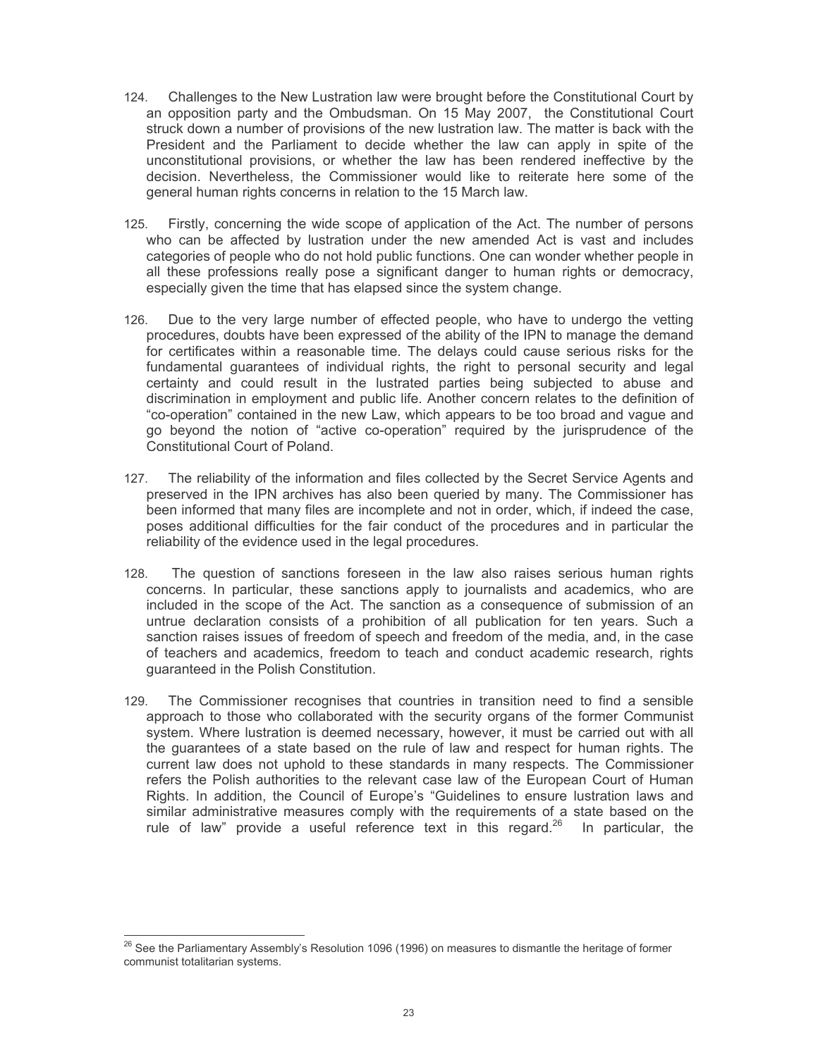124. Challenges to the New Lustration law were brought before the Constitutional Court by an opposition party and the Ombudsman. On 15 May 2007, the Constitutional Court struck down a number of provisions of the new lustration law. The matter is back with the President and the Parliament to decide whether the law can apply in spite of the unconstitutional provisions, or whether the law has been rendered ineffective by the decision. Nevertheless, the Commissioner would like to reiterate here some of the general human rights concerns in relation to the 15 March law.

125. Firstly, concerning the wide scope of application of the Act. The number of persons who can be affected by lustration under the new amended Act is vast and includes categories of people who do not hold public functions. One can wonder whether people in all these professions really pose a significant danger to human rights or democracy, especially given the time that has elapsed since the system change.

126. Due to the very large number of effected people, who have to undergo the vetting procedures, doubts have been expressed of the ability of the IPN to manage the demand for certificates within a reasonable time. The delays could cause serious risks for the fundamental guarantees of individual rights, the right to personal security and legal certainty and could result in the lustrated parties being subjected to abuse and discrimination in employment and public life. Another concern relates to the definition of "co-operation" contained in the new Law, which appears to be too broad and vague and go beyond the notion of "active co-operation" required by the jurisprudence of the Constitutional Court of Poland.

127. The reliability of the information and files collected by the Secret Service Agents and preserved in the IPN archives has also been queried by many. The Commissioner has been informed that many files are incomplete and not in order, which, if indeed the case, poses additional difficulties for the fair conduct of the procedures and in particular the reliability of the evidence used in the legal procedures.

128. The question of sanctions foreseen in the law also raises serious human rights concerns. In particular, these sanctions apply to journalists and academics, who are included in the scope of the Act. The sanction as a consequence of submission of an untrue declaration consists of a prohibition of all publication for ten years. Such a sanction raises issues of freedom of speech and freedom of the media, and, in the case of teachers and academics, freedom to teach and conduct academic research, rights guaranteed in the Polish Constitution.

129. The Commissioner recognises that countries in transition need to find a sensible approach to those who collaborated with the security organs of the former Communist system. Where lustration is deemed necessary, however, it must be carried out with all the guarantees of a state based on the rule of law and respect for human rights. The current law does not uphold to these standards in many respects. The Commissioner refers the Polish authorities to the relevant case law of the European Court of Human Rights. In addition, the Council of Europe's "Guidelines to ensure lustration laws and similar administrative measures comply with the requirements of a state based on the rule of law" provide a useful reference text in this regard.[26] In particular, the

---

[26] See the Parliamentary Assembly's Resolution 1096 (1996) on measures to dismantle the heritage of former communist totalitarian systems.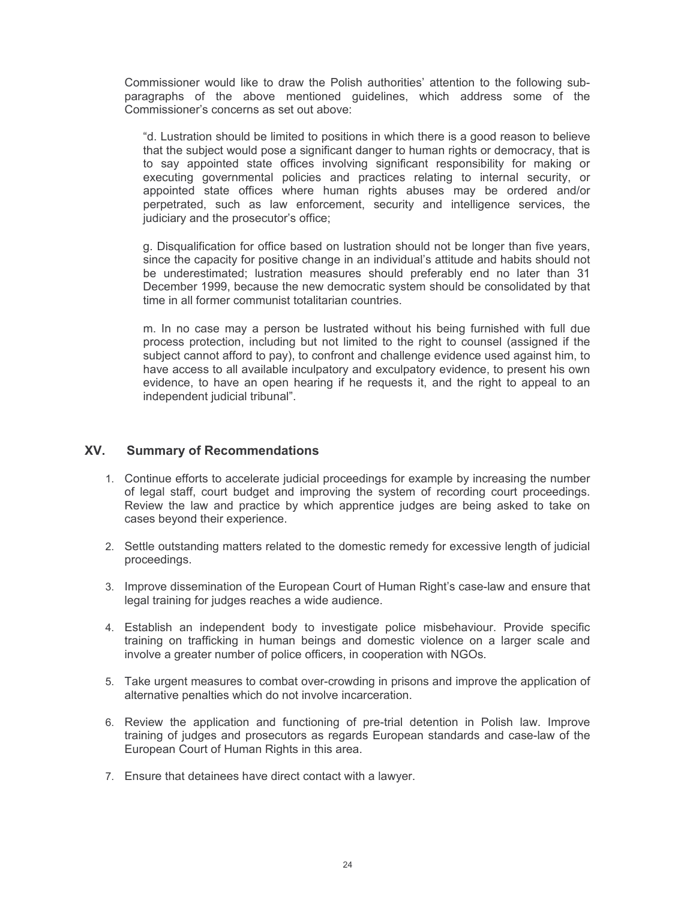Commissioner would like to draw the Polish authorities' attention to the following sub-paragraphs of the above mentioned guidelines, which address some of the Commissioner's concerns as set out above:

> "d. Lustration should be limited to positions in which there is a good reason to believe that the subject would pose a significant danger to human rights or democracy, that is to say appointed state offices involving significant responsibility for making or executing governmental policies and practices relating to internal security, or appointed state offices where human rights abuses may be ordered and/or perpetrated, such as law enforcement, security and intelligence services, the judiciary and the prosecutor's office;
>
> g. Disqualification for office based on lustration should not be longer than five years, since the capacity for positive change in an individual's attitude and habits should not be underestimated; lustration measures should preferably end no later than 31 December 1999, because the new democratic system should be consolidated by that time in all former communist totalitarian countries.
>
> m. In no case may a person be lustrated without his being furnished with full due process protection, including but not limited to the right to counsel (assigned if the subject cannot afford to pay), to confront and challenge evidence used against him, to have access to all available inculpatory and exculpatory evidence, to present his own evidence, to have an open hearing if he requests it, and the right to appeal to an independent judicial tribunal".

## XV. Summary of Recommendations

1. Continue efforts to accelerate judicial proceedings for example by increasing the number of legal staff, court budget and improving the system of recording court proceedings. Review the law and practice by which apprentice judges are being asked to take on cases beyond their experience.

2. Settle outstanding matters related to the domestic remedy for excessive length of judicial proceedings.

3. Improve dissemination of the European Court of Human Right's case-law and ensure that legal training for judges reaches a wide audience.

4. Establish an independent body to investigate police misbehaviour. Provide specific training on trafficking in human beings and domestic violence on a larger scale and involve a greater number of police officers, in cooperation with NGOs.

5. Take urgent measures to combat over-crowding in prisons and improve the application of alternative penalties which do not involve incarceration.

6. Review the application and functioning of pre-trial detention in Polish law. Improve training of judges and prosecutors as regards European standards and case-law of the European Court of Human Rights in this area.

7. Ensure that detainees have direct contact with a lawyer.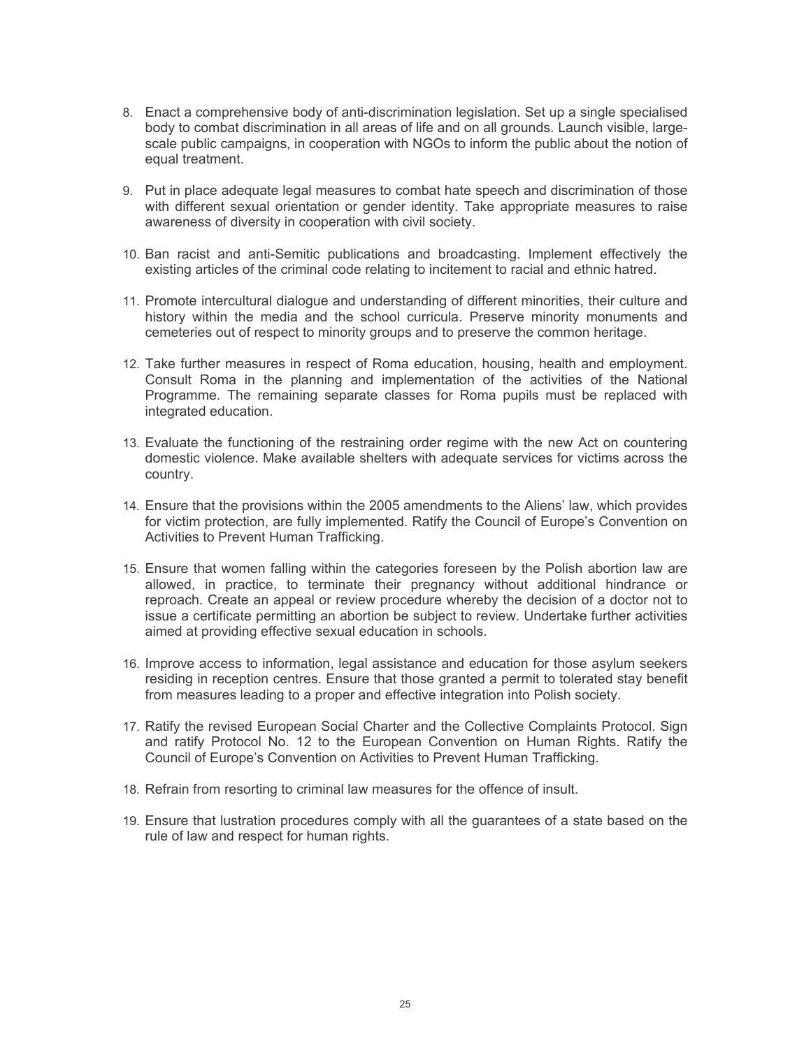8. Enact a comprehensive body of anti-discrimination legislation. Set up a single specialised body to combat discrimination in all areas of life and on all grounds. Launch visible, large-scale public campaigns, in cooperation with NGOs to inform the public about the notion of equal treatment.

9. Put in place adequate legal measures to combat hate speech and discrimination of those with different sexual orientation or gender identity. Take appropriate measures to raise awareness of diversity in cooperation with civil society.

10. Ban racist and anti-Semitic publications and broadcasting. Implement effectively the existing articles of the criminal code relating to incitement to racial and ethnic hatred.

11. Promote intercultural dialogue and understanding of different minorities, their culture and history within the media and the school curricula. Preserve minority monuments and cemeteries out of respect to minority groups and to preserve the common heritage.

12. Take further measures in respect of Roma education, housing, health and employment. Consult Roma in the planning and implementation of the activities of the National Programme. The remaining separate classes for Roma pupils must be replaced with integrated education.

13. Evaluate the functioning of the restraining order regime with the new Act on countering domestic violence. Make available shelters with adequate services for victims across the country.

14. Ensure that the provisions within the 2005 amendments to the Aliens' law, which provides for victim protection, are fully implemented. Ratify the Council of Europe's Convention on Activities to Prevent Human Trafficking.

15. Ensure that women falling within the categories foreseen by the Polish abortion law are allowed, in practice, to terminate their pregnancy without additional hindrance or reproach. Create an appeal or review procedure whereby the decision of a doctor not to issue a certificate permitting an abortion be subject to review. Undertake further activities aimed at providing effective sexual education in schools.

16. Improve access to information, legal assistance and education for those asylum seekers residing in reception centres. Ensure that those granted a permit to tolerated stay benefit from measures leading to a proper and effective integration into Polish society.

17. Ratify the revised European Social Charter and the Collective Complaints Protocol. Sign and ratify Protocol No. 12 to the European Convention on Human Rights. Ratify the Council of Europe's Convention on Activities to Prevent Human Trafficking.

18. Refrain from resorting to criminal law measures for the offence of insult.

19. Ensure that lustration procedures comply with all the guarantees of a state based on the rule of law and respect for human rights.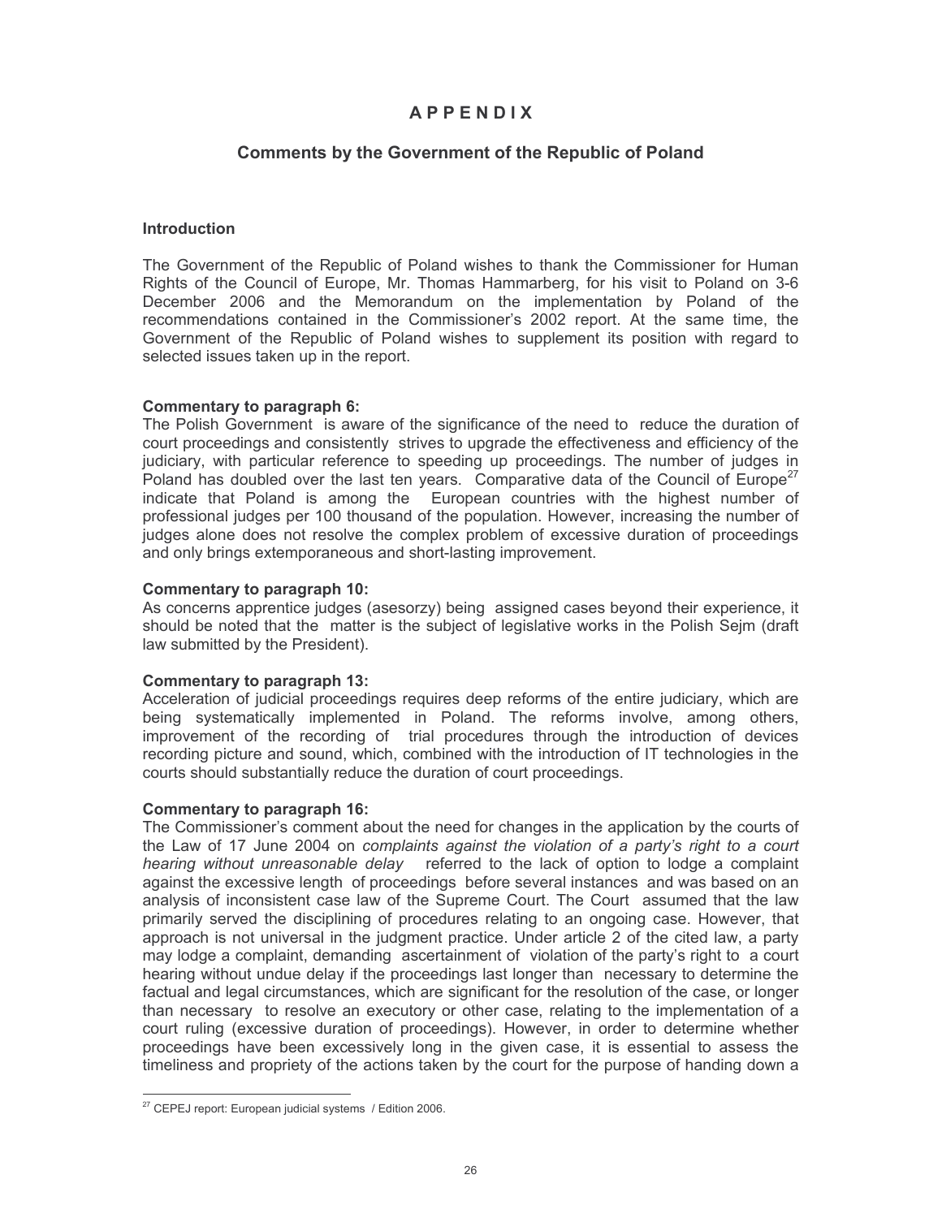# A P P E N D I X

## Comments by the Government of the Republic of Poland

### Introduction

The Government of the Republic of Poland wishes to thank the Commissioner for Human Rights of the Council of Europe, Mr. Thomas Hammarberg, for his visit to Poland on 3-6 December 2006 and the Memorandum on the implementation by Poland of the recommendations contained in the Commissioner's 2002 report. At the same time, the Government of the Republic of Poland wishes to supplement its position with regard to selected issues taken up in the report.

**Commentary to paragraph 6:**
The Polish Government is aware of the significance of the need to reduce the duration of court proceedings and consistently strives to upgrade the effectiveness and efficiency of the judiciary, with particular reference to speeding up proceedings. The number of judges in Poland has doubled over the last ten years. Comparative data of the Council of Europe[27] indicate that Poland is among the European countries with the highest number of professional judges per 100 thousand of the population. However, increasing the number of judges alone does not resolve the complex problem of excessive duration of proceedings and only brings extemporaneous and short-lasting improvement.

**Commentary to paragraph 10:**
As concerns apprentice judges (asesorzy) being assigned cases beyond their experience, it should be noted that the matter is the subject of legislative works in the Polish Sejm (draft law submitted by the President).

**Commentary to paragraph 13:**
Acceleration of judicial proceedings requires deep reforms of the entire judiciary, which are being systematically implemented in Poland. The reforms involve, among others, improvement of the recording of trial procedures through the introduction of devices recording picture and sound, which, combined with the introduction of IT technologies in the courts should substantially reduce the duration of court proceedings.

**Commentary to paragraph 16:**
The Commissioner's comment about the need for changes in the application by the courts of the Law of 17 June 2004 on *complaints against the violation of a party's right to a court hearing without unreasonable delay* referred to the lack of option to lodge a complaint against the excessive length of proceedings before several instances and was based on an analysis of inconsistent case law of the Supreme Court. The Court assumed that the law primarily served the disciplining of procedures relating to an ongoing case. However, that approach is not universal in the judgment practice. Under article 2 of the cited law, a party may lodge a complaint, demanding ascertainment of violation of the party's right to a court hearing without undue delay if the proceedings last longer than necessary to determine the factual and legal circumstances, which are significant for the resolution of the case, or longer than necessary to resolve an executory or other case, relating to the implementation of a court ruling (excessive duration of proceedings). However, in order to determine whether proceedings have been excessively long in the given case, it is essential to assess the timeliness and propriety of the actions taken by the court for the purpose of handing down a

[27] CEPEJ report: European judicial systems / Edition 2006.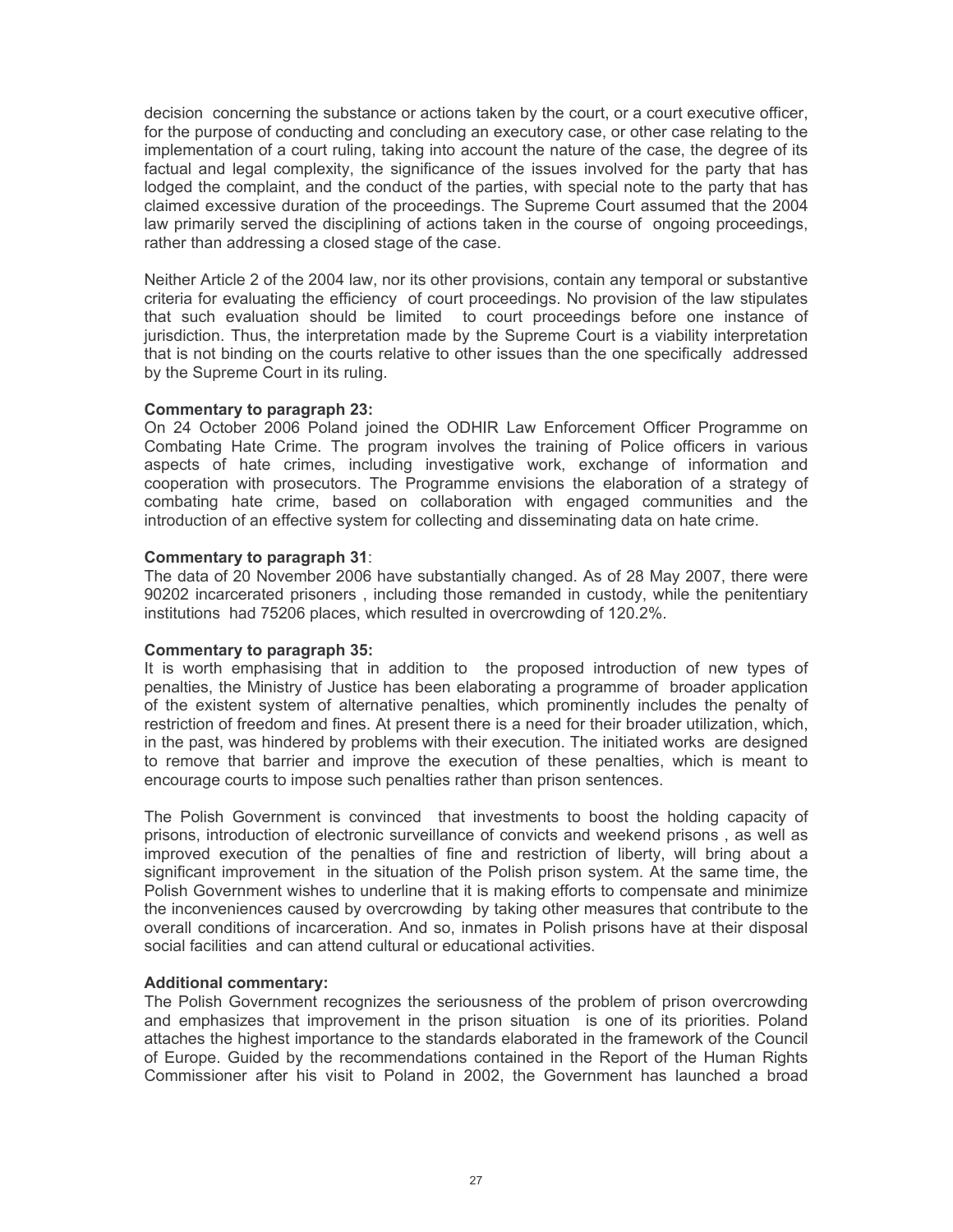decision concerning the substance or actions taken by the court, or a court executive officer, for the purpose of conducting and concluding an executory case, or other case relating to the implementation of a court ruling, taking into account the nature of the case, the degree of its factual and legal complexity, the significance of the issues involved for the party that has lodged the complaint, and the conduct of the parties, with special note to the party that has claimed excessive duration of the proceedings. The Supreme Court assumed that the 2004 law primarily served the disciplining of actions taken in the course of ongoing proceedings, rather than addressing a closed stage of the case.

Neither Article 2 of the 2004 law, nor its other provisions, contain any temporal or substantive criteria for evaluating the efficiency of court proceedings. No provision of the law stipulates that such evaluation should be limited to court proceedings before one instance of jurisdiction. Thus, the interpretation made by the Supreme Court is a viability interpretation that is not binding on the courts relative to other issues than the one specifically addressed by the Supreme Court in its ruling.

**Commentary to paragraph 23:**
On 24 October 2006 Poland joined the ODHIR Law Enforcement Officer Programme on Combating Hate Crime. The program involves the training of Police officers in various aspects of hate crimes, including investigative work, exchange of information and cooperation with prosecutors. The Programme envisions the elaboration of a strategy of combating hate crime, based on collaboration with engaged communities and the introduction of an effective system for collecting and disseminating data on hate crime.

**Commentary to paragraph 31**:
The data of 20 November 2006 have substantially changed. As of 28 May 2007, there were 90202 incarcerated prisoners , including those remanded in custody, while the penitentiary institutions had 75206 places, which resulted in overcrowding of 120.2%.

**Commentary to paragraph 35:**
It is worth emphasising that in addition to the proposed introduction of new types of penalties, the Ministry of Justice has been elaborating a programme of broader application of the existent system of alternative penalties, which prominently includes the penalty of restriction of freedom and fines. At present there is a need for their broader utilization, which, in the past, was hindered by problems with their execution. The initiated works are designed to remove that barrier and improve the execution of these penalties, which is meant to encourage courts to impose such penalties rather than prison sentences.

The Polish Government is convinced that investments to boost the holding capacity of prisons, introduction of electronic surveillance of convicts and weekend prisons , as well as improved execution of the penalties of fine and restriction of liberty, will bring about a significant improvement in the situation of the Polish prison system. At the same time, the Polish Government wishes to underline that it is making efforts to compensate and minimize the inconveniences caused by overcrowding by taking other measures that contribute to the overall conditions of incarceration. And so, inmates in Polish prisons have at their disposal social facilities and can attend cultural or educational activities.

**Additional commentary:**
The Polish Government recognizes the seriousness of the problem of prison overcrowding and emphasizes that improvement in the prison situation is one of its priorities. Poland attaches the highest importance to the standards elaborated in the framework of the Council of Europe. Guided by the recommendations contained in the Report of the Human Rights Commissioner after his visit to Poland in 2002, the Government has launched a broad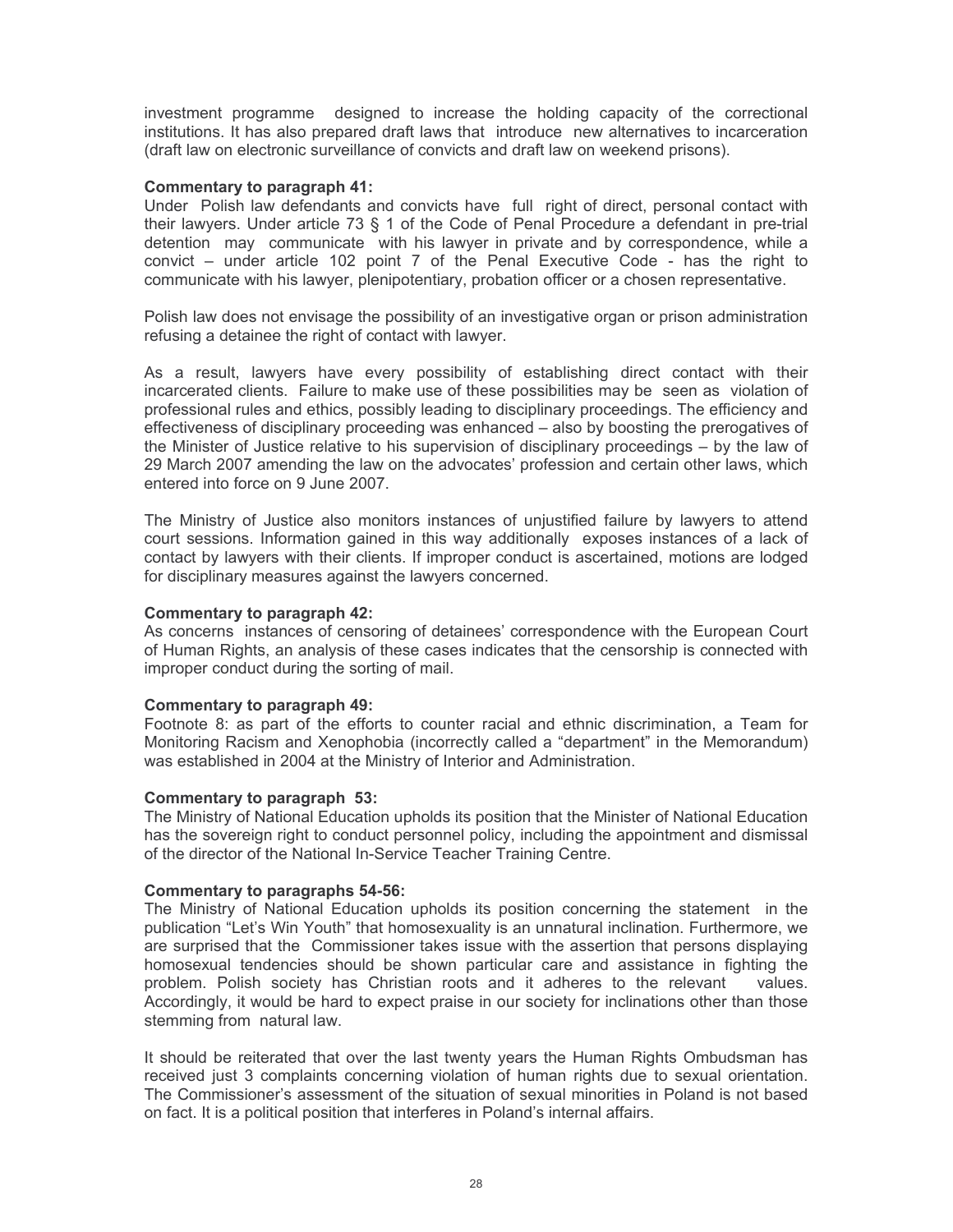investment programme designed to increase the holding capacity of the correctional institutions. It has also prepared draft laws that introduce new alternatives to incarceration (draft law on electronic surveillance of convicts and draft law on weekend prisons).

**Commentary to paragraph 41:**
Under Polish law defendants and convicts have full right of direct, personal contact with their lawyers. Under article 73 § 1 of the Code of Penal Procedure a defendant in pre-trial detention may communicate with his lawyer in private and by correspondence, while a convict – under article 102 point 7 of the Penal Executive Code - has the right to communicate with his lawyer, plenipotentiary, probation officer or a chosen representative.

Polish law does not envisage the possibility of an investigative organ or prison administration refusing a detainee the right of contact with lawyer.

As a result, lawyers have every possibility of establishing direct contact with their incarcerated clients. Failure to make use of these possibilities may be seen as violation of professional rules and ethics, possibly leading to disciplinary proceedings. The efficiency and effectiveness of disciplinary proceeding was enhanced – also by boosting the prerogatives of the Minister of Justice relative to his supervision of disciplinary proceedings – by the law of 29 March 2007 amending the law on the advocates' profession and certain other laws, which entered into force on 9 June 2007.

The Ministry of Justice also monitors instances of unjustified failure by lawyers to attend court sessions. Information gained in this way additionally exposes instances of a lack of contact by lawyers with their clients. If improper conduct is ascertained, motions are lodged for disciplinary measures against the lawyers concerned.

**Commentary to paragraph 42:**
As concerns instances of censoring of detainees' correspondence with the European Court of Human Rights, an analysis of these cases indicates that the censorship is connected with improper conduct during the sorting of mail.

**Commentary to paragraph 49:**
Footnote 8: as part of the efforts to counter racial and ethnic discrimination, a Team for Monitoring Racism and Xenophobia (incorrectly called a "department" in the Memorandum) was established in 2004 at the Ministry of Interior and Administration.

**Commentary to paragraph 53:**
The Ministry of National Education upholds its position that the Minister of National Education has the sovereign right to conduct personnel policy, including the appointment and dismissal of the director of the National In-Service Teacher Training Centre.

**Commentary to paragraphs 54-56:**
The Ministry of National Education upholds its position concerning the statement in the publication "Let's Win Youth" that homosexuality is an unnatural inclination. Furthermore, we are surprised that the Commissioner takes issue with the assertion that persons displaying homosexual tendencies should be shown particular care and assistance in fighting the problem. Polish society has Christian roots and it adheres to the relevant values. Accordingly, it would be hard to expect praise in our society for inclinations other than those stemming from natural law.

It should be reiterated that over the last twenty years the Human Rights Ombudsman has received just 3 complaints concerning violation of human rights due to sexual orientation. The Commissioner's assessment of the situation of sexual minorities in Poland is not based on fact. It is a political position that interferes in Poland's internal affairs.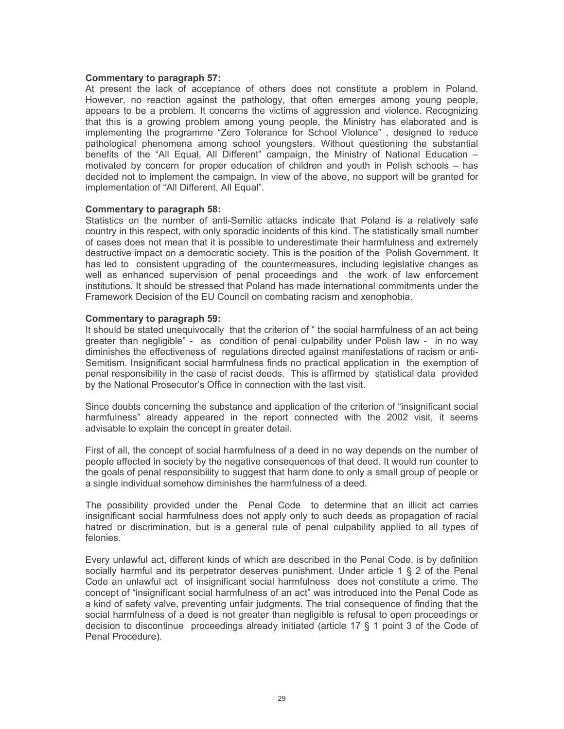**Commentary to paragraph 57:**

At present the lack of acceptance of others does not constitute a problem in Poland. However, no reaction against the pathology, that often emerges among young people, appears to be a problem. It concerns the victims of aggression and violence. Recognizing that this is a growing problem among young people, the Ministry has elaborated and is implementing the programme "Zero Tolerance for School Violence" , designed to reduce pathological phenomena among school youngsters. Without questioning the substantial benefits of the "All Equal, All Different" campaign, the Ministry of National Education – motivated by concern for proper education of children and youth in Polish schools – has decided not to implement the campaign. In view of the above, no support will be granted for implementation of "All Different, All Equal".

**Commentary to paragraph 58:**

Statistics on the number of anti-Semitic attacks indicate that Poland is a relatively safe country in this respect, with only sporadic incidents of this kind. The statistically small number of cases does not mean that it is possible to underestimate their harmfulness and extremely destructive impact on a democratic society. This is the position of the Polish Government. It has led to consistent upgrading of the countermeasures, including legislative changes as well as enhanced supervision of penal proceedings and the work of law enforcement institutions. It should be stressed that Poland has made international commitments under the Framework Decision of the EU Council on combating racism and xenophobia.

**Commentary to paragraph 59:**

It should be stated unequivocally that the criterion of " the social harmfulness of an act being greater than negligible" - as condition of penal culpability under Polish law - in no way diminishes the effectiveness of regulations directed against manifestations of racism or anti-Semitism. Insignificant social harmfulness finds no practical application in the exemption of penal responsibility in the case of racist deeds. This is affirmed by statistical data provided by the National Prosecutor's Office in connection with the last visit.

Since doubts concerning the substance and application of the criterion of "insignificant social harmfulness" already appeared in the report connected with the 2002 visit, it seems advisable to explain the concept in greater detail.

First of all, the concept of social harmfulness of a deed in no way depends on the number of people affected in society by the negative consequences of that deed. It would run counter to the goals of penal responsibility to suggest that harm done to only a small group of people or a single individual somehow diminishes the harmfulness of a deed.

The possibility provided under the Penal Code to determine that an illicit act carries insignificant social harmfulness does not apply only to such deeds as propagation of racial hatred or discrimination, but is a general rule of penal culpability applied to all types of felonies.

Every unlawful act, different kinds of which are described in the Penal Code, is by definition socially harmful and its perpetrator deserves punishment. Under article 1 § 2 of the Penal Code an unlawful act of insignificant social harmfulness does not constitute a crime. The concept of "insignificant social harmfulness of an act" was introduced into the Penal Code as a kind of safety valve, preventing unfair judgments. The trial consequence of finding that the social harmfulness of a deed is not greater than negligible is refusal to open proceedings or decision to discontinue proceedings already initiated (article 17 § 1 point 3 of the Code of Penal Procedure).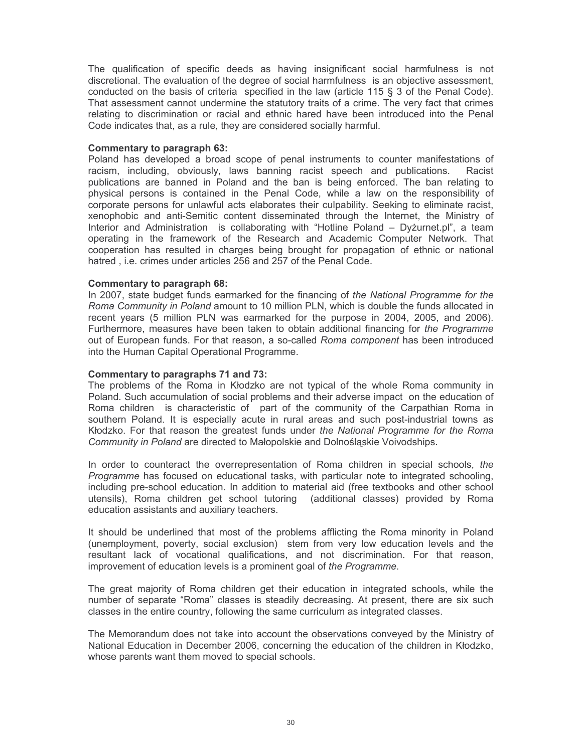The qualification of specific deeds as having insignificant social harmfulness is not discretional. The evaluation of the degree of social harmfulness is an objective assessment, conducted on the basis of criteria specified in the law (article 115 § 3 of the Penal Code). That assessment cannot undermine the statutory traits of a crime. The very fact that crimes relating to discrimination or racial and ethnic hared have been introduced into the Penal Code indicates that, as a rule, they are considered socially harmful.

**Commentary to paragraph 63:**
Poland has developed a broad scope of penal instruments to counter manifestations of racism, including, obviously, laws banning racist speech and publications. Racist publications are banned in Poland and the ban is being enforced. The ban relating to physical persons is contained in the Penal Code, while a law on the responsibility of corporate persons for unlawful acts elaborates their culpability. Seeking to eliminate racist, xenophobic and anti-Semitic content disseminated through the Internet, the Ministry of Interior and Administration is collaborating with "Hotline Poland – Dyżurnet.pl", a team operating in the framework of the Research and Academic Computer Network. That cooperation has resulted in charges being brought for propagation of ethnic or national hatred , i.e. crimes under articles 256 and 257 of the Penal Code.

**Commentary to paragraph 68:**
In 2007, state budget funds earmarked for the financing of *the National Programme for the Roma Community in Poland* amount to 10 million PLN, which is double the funds allocated in recent years (5 million PLN was earmarked for the purpose in 2004, 2005, and 2006). Furthermore, measures have been taken to obtain additional financing for *the Programme* out of European funds. For that reason, a so-called *Roma component* has been introduced into the Human Capital Operational Programme.

**Commentary to paragraphs 71 and 73:**
The problems of the Roma in Kłodzko are not typical of the whole Roma community in Poland. Such accumulation of social problems and their adverse impact on the education of Roma children is characteristic of part of the community of the Carpathian Roma in southern Poland. It is especially acute in rural areas and such post-industrial towns as Kłodzko. For that reason the greatest funds under *the National Programme for the Roma Community in Poland* are directed to Małopolskie and Dolnośląskie Voivodships.

In order to counteract the overrepresentation of Roma children in special schools, *the Programme* has focused on educational tasks, with particular note to integrated schooling, including pre-school education. In addition to material aid (free textbooks and other school utensils), Roma children get school tutoring (additional classes) provided by Roma education assistants and auxiliary teachers.

It should be underlined that most of the problems afflicting the Roma minority in Poland (unemployment, poverty, social exclusion) stem from very low education levels and the resultant lack of vocational qualifications, and not discrimination. For that reason, improvement of education levels is a prominent goal of *the Programme*.

The great majority of Roma children get their education in integrated schools, while the number of separate "Roma" classes is steadily decreasing. At present, there are six such classes in the entire country, following the same curriculum as integrated classes.

The Memorandum does not take into account the observations conveyed by the Ministry of National Education in December 2006, concerning the education of the children in Kłodzko, whose parents want them moved to special schools.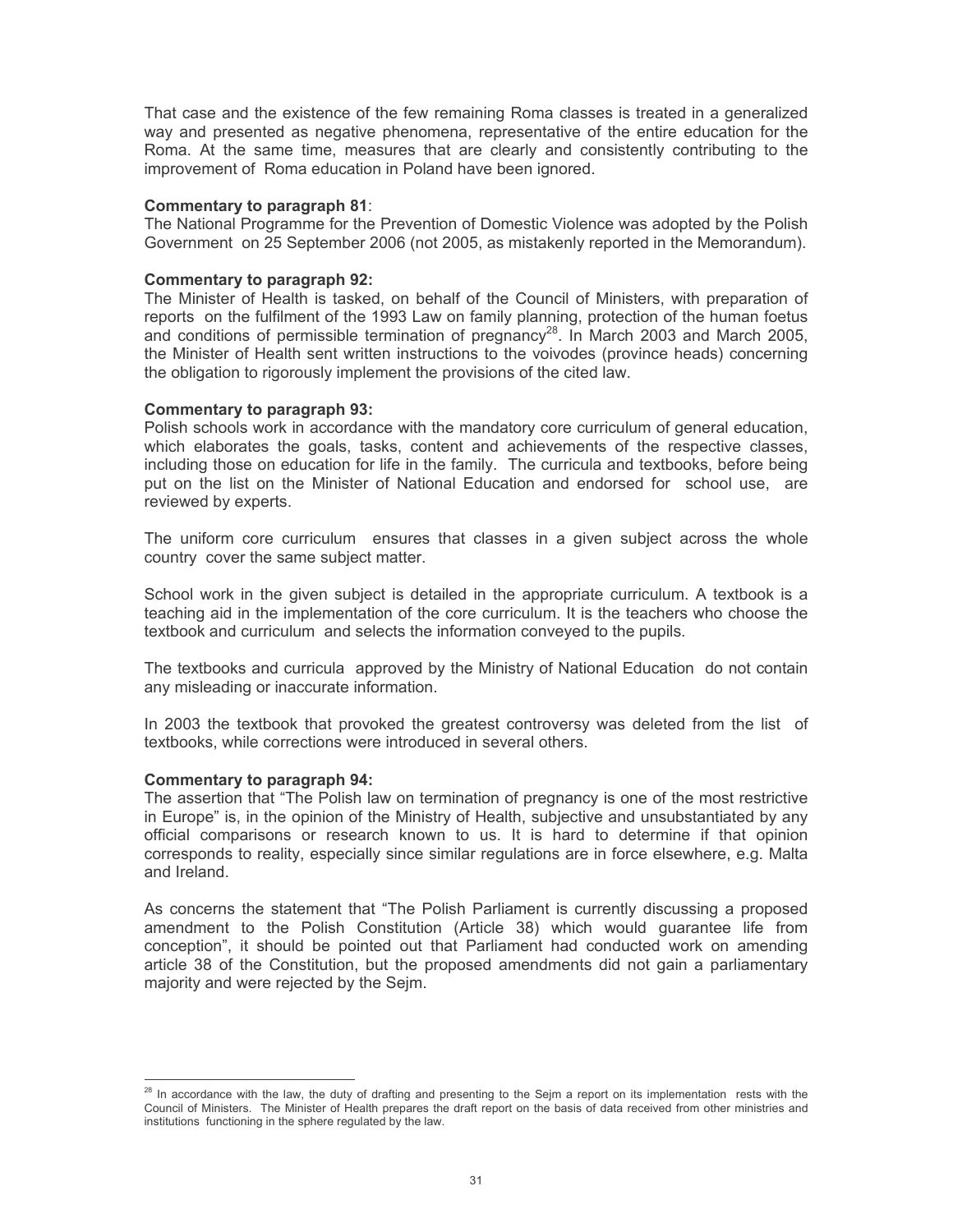That case and the existence of the few remaining Roma classes is treated in a generalized way and presented as negative phenomena, representative of the entire education for the Roma. At the same time, measures that are clearly and consistently contributing to the improvement of Roma education in Poland have been ignored.

**Commentary to paragraph 81**:
The National Programme for the Prevention of Domestic Violence was adopted by the Polish Government on 25 September 2006 (not 2005, as mistakenly reported in the Memorandum).

**Commentary to paragraph 92:**
The Minister of Health is tasked, on behalf of the Council of Ministers, with preparation of reports on the fulfilment of the 1993 Law on family planning, protection of the human foetus and conditions of permissible termination of pregnancy[28]. In March 2003 and March 2005, the Minister of Health sent written instructions to the voivodes (province heads) concerning the obligation to rigorously implement the provisions of the cited law.

**Commentary to paragraph 93:**
Polish schools work in accordance with the mandatory core curriculum of general education, which elaborates the goals, tasks, content and achievements of the respective classes, including those on education for life in the family. The curricula and textbooks, before being put on the list on the Minister of National Education and endorsed for school use, are reviewed by experts.

The uniform core curriculum ensures that classes in a given subject across the whole country cover the same subject matter.

School work in the given subject is detailed in the appropriate curriculum. A textbook is a teaching aid in the implementation of the core curriculum. It is the teachers who choose the textbook and curriculum and selects the information conveyed to the pupils.

The textbooks and curricula approved by the Ministry of National Education do not contain any misleading or inaccurate information.

In 2003 the textbook that provoked the greatest controversy was deleted from the list of textbooks, while corrections were introduced in several others.

**Commentary to paragraph 94:**
The assertion that "The Polish law on termination of pregnancy is one of the most restrictive in Europe" is, in the opinion of the Ministry of Health, subjective and unsubstantiated by any official comparisons or research known to us. It is hard to determine if that opinion corresponds to reality, especially since similar regulations are in force elsewhere, e.g. Malta and Ireland.

As concerns the statement that "The Polish Parliament is currently discussing a proposed amendment to the Polish Constitution (Article 38) which would guarantee life from conception", it should be pointed out that Parliament had conducted work on amending article 38 of the Constitution, but the proposed amendments did not gain a parliamentary majority and were rejected by the Sejm.

[28] In accordance with the law, the duty of drafting and presenting to the Sejm a report on its implementation rests with the Council of Ministers. The Minister of Health prepares the draft report on the basis of data received from other ministries and institutions functioning in the sphere regulated by the law.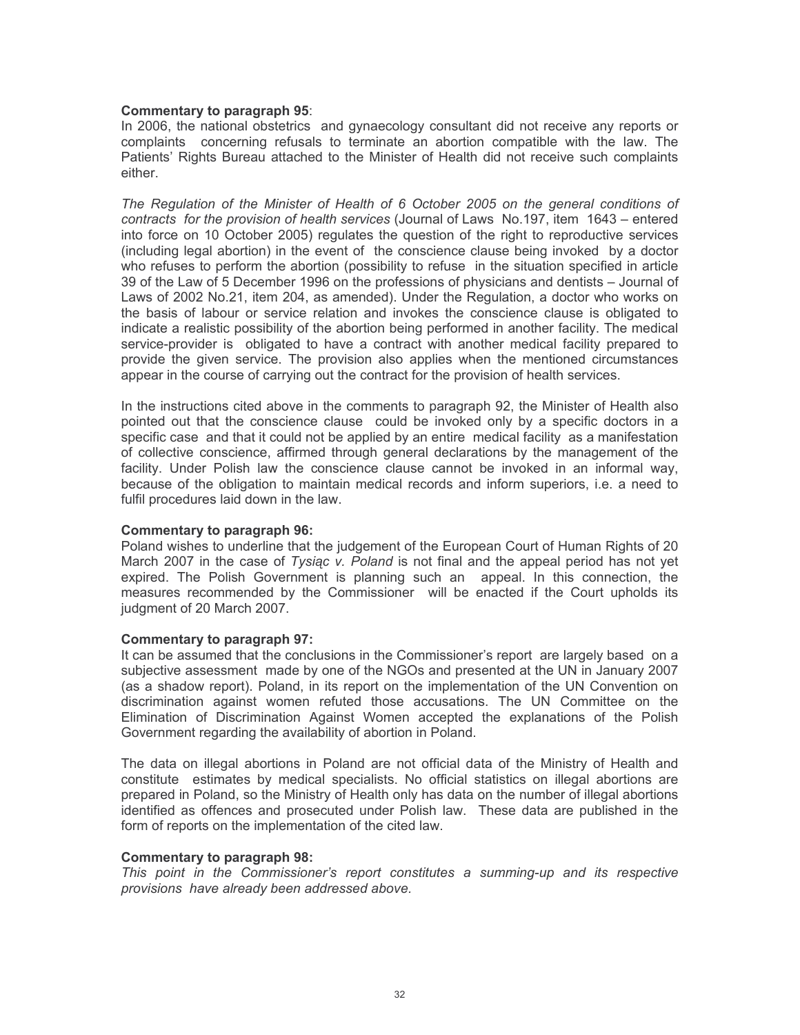**Commentary to paragraph 95**:

In 2006, the national obstetrics and gynaecology consultant did not receive any reports or complaints concerning refusals to terminate an abortion compatible with the law. The Patients' Rights Bureau attached to the Minister of Health did not receive such complaints either.

*The Regulation of the Minister of Health of 6 October 2005 on the general conditions of contracts for the provision of health services* (Journal of Laws No.197, item 1643 – entered into force on 10 October 2005) regulates the question of the right to reproductive services (including legal abortion) in the event of the conscience clause being invoked by a doctor who refuses to perform the abortion (possibility to refuse in the situation specified in article 39 of the Law of 5 December 1996 on the professions of physicians and dentists – Journal of Laws of 2002 No.21, item 204, as amended). Under the Regulation, a doctor who works on the basis of labour or service relation and invokes the conscience clause is obligated to indicate a realistic possibility of the abortion being performed in another facility. The medical service-provider is obligated to have a contract with another medical facility prepared to provide the given service. The provision also applies when the mentioned circumstances appear in the course of carrying out the contract for the provision of health services.

In the instructions cited above in the comments to paragraph 92, the Minister of Health also pointed out that the conscience clause could be invoked only by a specific doctors in a specific case and that it could not be applied by an entire medical facility as a manifestation of collective conscience, affirmed through general declarations by the management of the facility. Under Polish law the conscience clause cannot be invoked in an informal way, because of the obligation to maintain medical records and inform superiors, i.e. a need to fulfil procedures laid down in the law.

**Commentary to paragraph 96:**

Poland wishes to underline that the judgement of the European Court of Human Rights of 20 March 2007 in the case of *Tysiąc v. Poland* is not final and the appeal period has not yet expired. The Polish Government is planning such an appeal. In this connection, the measures recommended by the Commissioner will be enacted if the Court upholds its judgment of 20 March 2007.

**Commentary to paragraph 97:**

It can be assumed that the conclusions in the Commissioner's report are largely based on a subjective assessment made by one of the NGOs and presented at the UN in January 2007 (as a shadow report). Poland, in its report on the implementation of the UN Convention on discrimination against women refuted those accusations. The UN Committee on the Elimination of Discrimination Against Women accepted the explanations of the Polish Government regarding the availability of abortion in Poland.

The data on illegal abortions in Poland are not official data of the Ministry of Health and constitute estimates by medical specialists. No official statistics on illegal abortions are prepared in Poland, so the Ministry of Health only has data on the number of illegal abortions identified as offences and prosecuted under Polish law. These data are published in the form of reports on the implementation of the cited law.

**Commentary to paragraph 98:**

*This point in the Commissioner's report constitutes a summing-up and its respective provisions have already been addressed above.*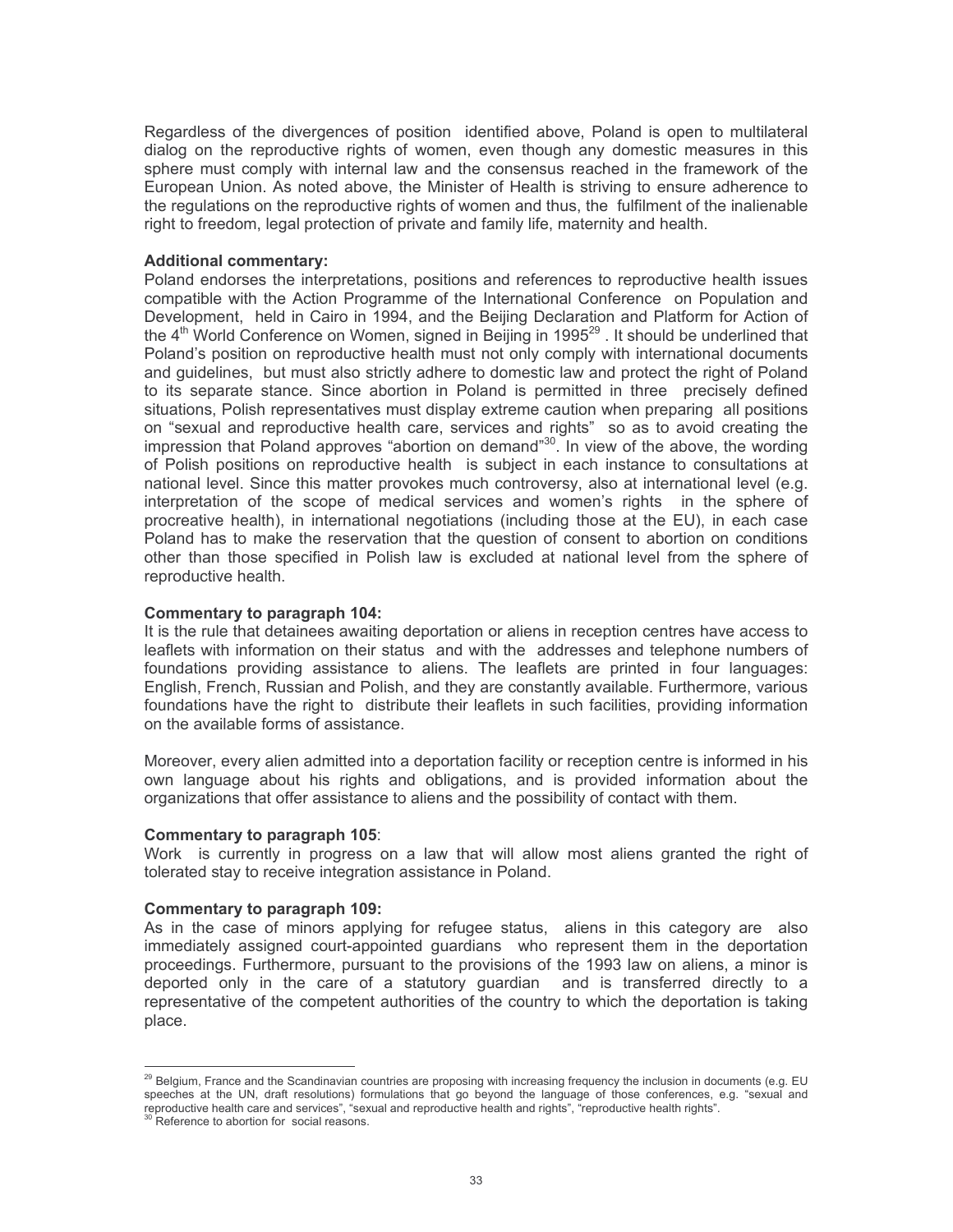Regardless of the divergences of position identified above, Poland is open to multilateral dialog on the reproductive rights of women, even though any domestic measures in this sphere must comply with internal law and the consensus reached in the framework of the European Union. As noted above, the Minister of Health is striving to ensure adherence to the regulations on the reproductive rights of women and thus, the fulfilment of the inalienable right to freedom, legal protection of private and family life, maternity and health.

**Additional commentary:**
Poland endorses the interpretations, positions and references to reproductive health issues compatible with the Action Programme of the International Conference on Population and Development, held in Cairo in 1994, and the Beijing Declaration and Platform for Action of the 4th World Conference on Women, signed in Beijing in 1995[29]. It should be underlined that Poland's position on reproductive health must not only comply with international documents and guidelines, but must also strictly adhere to domestic law and protect the right of Poland to its separate stance. Since abortion in Poland is permitted in three precisely defined situations, Polish representatives must display extreme caution when preparing all positions on "sexual and reproductive health care, services and rights" so as to avoid creating the impression that Poland approves "abortion on demand"[30]. In view of the above, the wording of Polish positions on reproductive health is subject in each instance to consultations at national level. Since this matter provokes much controversy, also at international level (e.g. interpretation of the scope of medical services and women's rights in the sphere of procreative health), in international negotiations (including those at the EU), in each case Poland has to make the reservation that the question of consent to abortion on conditions other than those specified in Polish law is excluded at national level from the sphere of reproductive health.

**Commentary to paragraph 104:**
It is the rule that detainees awaiting deportation or aliens in reception centres have access to leaflets with information on their status and with the addresses and telephone numbers of foundations providing assistance to aliens. The leaflets are printed in four languages: English, French, Russian and Polish, and they are constantly available. Furthermore, various foundations have the right to distribute their leaflets in such facilities, providing information on the available forms of assistance.

Moreover, every alien admitted into a deportation facility or reception centre is informed in his own language about his rights and obligations, and is provided information about the organizations that offer assistance to aliens and the possibility of contact with them.

**Commentary to paragraph 105**:
Work is currently in progress on a law that will allow most aliens granted the right of tolerated stay to receive integration assistance in Poland.

**Commentary to paragraph 109:**
As in the case of minors applying for refugee status, aliens in this category are also immediately assigned court-appointed guardians who represent them in the deportation proceedings. Furthermore, pursuant to the provisions of the 1993 law on aliens, a minor is deported only in the care of a statutory guardian and is transferred directly to a representative of the competent authorities of the country to which the deportation is taking place.

---

[29] Belgium, France and the Scandinavian countries are proposing with increasing frequency the inclusion in documents (e.g. EU speeches at the UN, draft resolutions) formulations that go beyond the language of those conferences, e.g. "sexual and reproductive health care and services", "sexual and reproductive health and rights", "reproductive health rights".

[30] Reference to abortion for social reasons.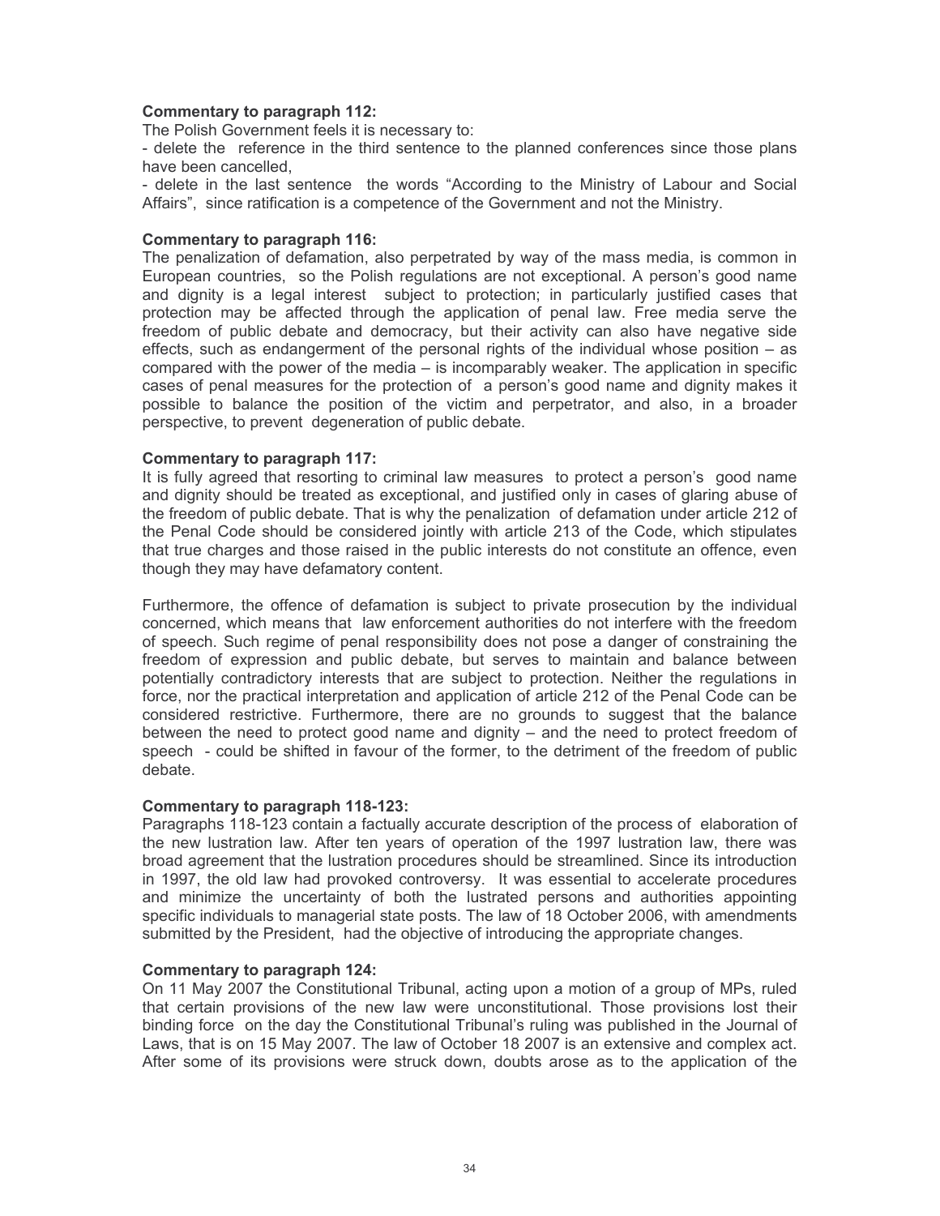**Commentary to paragraph 112:**

The Polish Government feels it is necessary to:

- delete the reference in the third sentence to the planned conferences since those plans have been cancelled,
- delete in the last sentence the words "According to the Ministry of Labour and Social Affairs", since ratification is a competence of the Government and not the Ministry.

**Commentary to paragraph 116:**

The penalization of defamation, also perpetrated by way of the mass media, is common in European countries, so the Polish regulations are not exceptional. A person's good name and dignity is a legal interest subject to protection; in particularly justified cases that protection may be affected through the application of penal law. Free media serve the freedom of public debate and democracy, but their activity can also have negative side effects, such as endangerment of the personal rights of the individual whose position – as compared with the power of the media – is incomparably weaker. The application in specific cases of penal measures for the protection of a person's good name and dignity makes it possible to balance the position of the victim and perpetrator, and also, in a broader perspective, to prevent degeneration of public debate.

**Commentary to paragraph 117:**

It is fully agreed that resorting to criminal law measures to protect a person's good name and dignity should be treated as exceptional, and justified only in cases of glaring abuse of the freedom of public debate. That is why the penalization of defamation under article 212 of the Penal Code should be considered jointly with article 213 of the Code, which stipulates that true charges and those raised in the public interests do not constitute an offence, even though they may have defamatory content.

Furthermore, the offence of defamation is subject to private prosecution by the individual concerned, which means that law enforcement authorities do not interfere with the freedom of speech. Such regime of penal responsibility does not pose a danger of constraining the freedom of expression and public debate, but serves to maintain and balance between potentially contradictory interests that are subject to protection. Neither the regulations in force, nor the practical interpretation and application of article 212 of the Penal Code can be considered restrictive. Furthermore, there are no grounds to suggest that the balance between the need to protect good name and dignity – and the need to protect freedom of speech - could be shifted in favour of the former, to the detriment of the freedom of public debate.

**Commentary to paragraph 118-123:**

Paragraphs 118-123 contain a factually accurate description of the process of elaboration of the new lustration law. After ten years of operation of the 1997 lustration law, there was broad agreement that the lustration procedures should be streamlined. Since its introduction in 1997, the old law had provoked controversy. It was essential to accelerate procedures and minimize the uncertainty of both the lustrated persons and authorities appointing specific individuals to managerial state posts. The law of 18 October 2006, with amendments submitted by the President, had the objective of introducing the appropriate changes.

**Commentary to paragraph 124:**

On 11 May 2007 the Constitutional Tribunal, acting upon a motion of a group of MPs, ruled that certain provisions of the new law were unconstitutional. Those provisions lost their binding force on the day the Constitutional Tribunal's ruling was published in the Journal of Laws, that is on 15 May 2007. The law of October 18 2007 is an extensive and complex act. After some of its provisions were struck down, doubts arose as to the application of the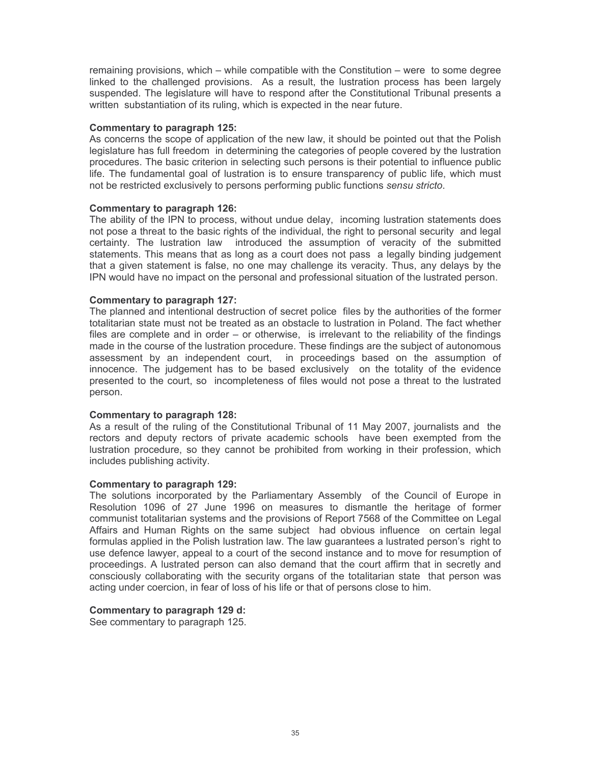remaining provisions, which – while compatible with the Constitution – were to some degree linked to the challenged provisions. As a result, the lustration process has been largely suspended. The legislature will have to respond after the Constitutional Tribunal presents a written substantiation of its ruling, which is expected in the near future.

**Commentary to paragraph 125:**

As concerns the scope of application of the new law, it should be pointed out that the Polish legislature has full freedom in determining the categories of people covered by the lustration procedures. The basic criterion in selecting such persons is their potential to influence public life. The fundamental goal of lustration is to ensure transparency of public life, which must not be restricted exclusively to persons performing public functions *sensu stricto*.

**Commentary to paragraph 126:**

The ability of the IPN to process, without undue delay, incoming lustration statements does not pose a threat to the basic rights of the individual, the right to personal security and legal certainty. The lustration law introduced the assumption of veracity of the submitted statements. This means that as long as a court does not pass a legally binding judgement that a given statement is false, no one may challenge its veracity. Thus, any delays by the IPN would have no impact on the personal and professional situation of the lustrated person.

**Commentary to paragraph 127:**

The planned and intentional destruction of secret police files by the authorities of the former totalitarian state must not be treated as an obstacle to lustration in Poland. The fact whether files are complete and in order – or otherwise, is irrelevant to the reliability of the findings made in the course of the lustration procedure. These findings are the subject of autonomous assessment by an independent court, in proceedings based on the assumption of innocence. The judgement has to be based exclusively on the totality of the evidence presented to the court, so incompleteness of files would not pose a threat to the lustrated person.

**Commentary to paragraph 128:**

As a result of the ruling of the Constitutional Tribunal of 11 May 2007, journalists and the rectors and deputy rectors of private academic schools have been exempted from the lustration procedure, so they cannot be prohibited from working in their profession, which includes publishing activity.

**Commentary to paragraph 129:**

The solutions incorporated by the Parliamentary Assembly of the Council of Europe in Resolution 1096 of 27 June 1996 on measures to dismantle the heritage of former communist totalitarian systems and the provisions of Report 7568 of the Committee on Legal Affairs and Human Rights on the same subject had obvious influence on certain legal formulas applied in the Polish lustration law. The law guarantees a lustrated person's right to use defence lawyer, appeal to a court of the second instance and to move for resumption of proceedings. A lustrated person can also demand that the court affirm that in secretly and consciously collaborating with the security organs of the totalitarian state that person was acting under coercion, in fear of loss of his life or that of persons close to him.

**Commentary to paragraph 129 d:**

See commentary to paragraph 125.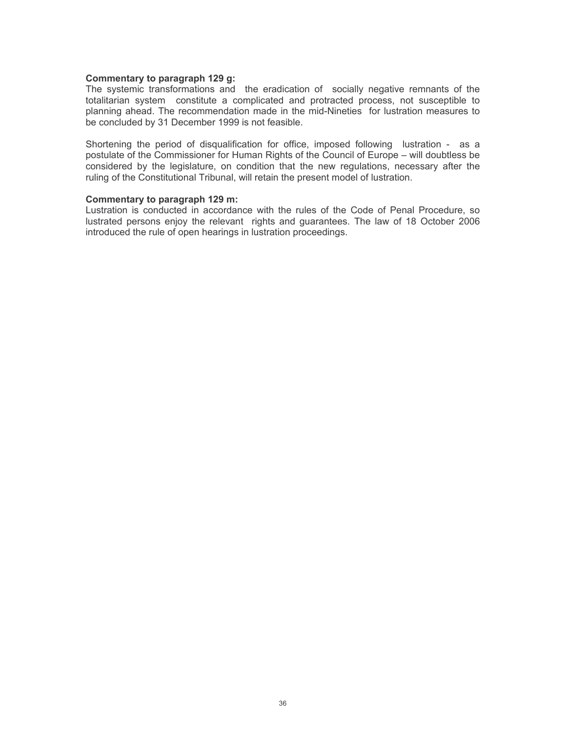**Commentary to paragraph 129 g:**
The systemic transformations and the eradication of socially negative remnants of the totalitarian system constitute a complicated and protracted process, not susceptible to planning ahead. The recommendation made in the mid-Nineties for lustration measures to be concluded by 31 December 1999 is not feasible.

Shortening the period of disqualification for office, imposed following lustration - as a postulate of the Commissioner for Human Rights of the Council of Europe – will doubtless be considered by the legislature, on condition that the new regulations, necessary after the ruling of the Constitutional Tribunal, will retain the present model of lustration.

**Commentary to paragraph 129 m:**
Lustration is conducted in accordance with the rules of the Code of Penal Procedure, so lustrated persons enjoy the relevant rights and guarantees. The law of 18 October 2006 introduced the rule of open hearings in lustration proceedings.